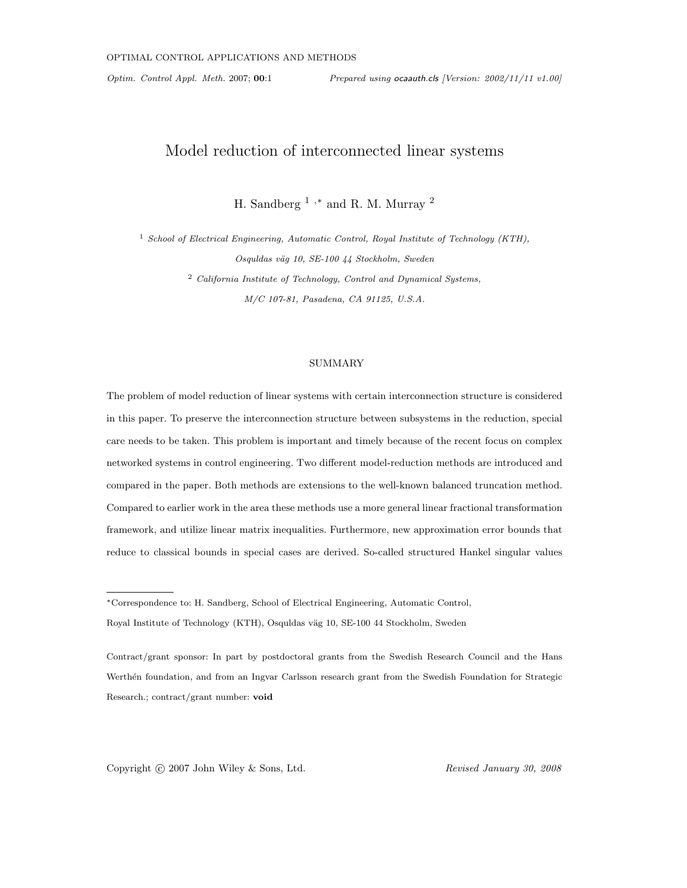# Model reduction of interconnected linear systems

H. Sandberg [1],* and R. M. Murray [2]

[1] *School of Electrical Engineering, Automatic Control, Royal Institute of Technology (KTH), Osquldas väg 10, SE-100 44 Stockholm, Sweden*

[2] *California Institute of Technology, Control and Dynamical Systems, M/C 107-81, Pasadena, CA 91125, U.S.A.*

## SUMMARY

The problem of model reduction of linear systems with certain interconnection structure is considered in this paper. To preserve the interconnection structure between subsystems in the reduction, special care needs to be taken. This problem is important and timely because of the recent focus on complex networked systems in control engineering. Two different model-reduction methods are introduced and compared in the paper. Both methods are extensions to the well-known balanced truncation method. Compared to earlier work in the area these methods use a more general linear fractional transformation framework, and utilize linear matrix inequalities. Furthermore, new approximation error bounds that reduce to classical bounds in special cases are derived. So-called structured Hankel singular values

---

*Correspondence to: H. Sandberg, School of Electrical Engineering, Automatic Control, Royal Institute of Technology (KTH), Osquldas väg 10, SE-100 44 Stockholm, Sweden

Contract/grant sponsor: In part by postdoctoral grants from the Swedish Research Council and the Hans Werthén foundation, and from an Ingvar Carlsson research grant from the Swedish Foundation for Strategic Research.; contract/grant number: **void**

Copyright © 2007 John Wiley & Sons, Ltd. *Revised January 30, 2008*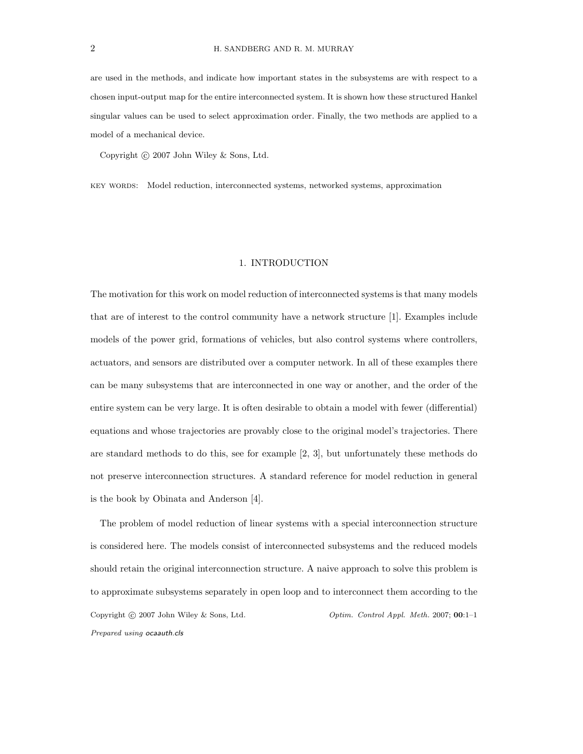are used in the methods, and indicate how important states in the subsystems are with respect to a chosen input-output map for the entire interconnected system. It is shown how these structured Hankel singular values can be used to select approximation order. Finally, the two methods are applied to a model of a mechanical device.

Copyright © 2007 John Wiley & Sons, Ltd.

KEY WORDS: Model reduction, interconnected systems, networked systems, approximation

## 1. INTRODUCTION

The motivation for this work on model reduction of interconnected systems is that many models that are of interest to the control community have a network structure [1]. Examples include models of the power grid, formations of vehicles, but also control systems where controllers, actuators, and sensors are distributed over a computer network. In all of these examples there can be many subsystems that are interconnected in one way or another, and the order of the entire system can be very large. It is often desirable to obtain a model with fewer (differential) equations and whose trajectories are provably close to the original model's trajectories. There are standard methods to do this, see for example [2, 3], but unfortunately these methods do not preserve interconnection structures. A standard reference for model reduction in general is the book by Obinata and Anderson [4].

The problem of model reduction of linear systems with a special interconnection structure is considered here. The models consist of interconnected subsystems and the reduced models should retain the original interconnection structure. A naive approach to solve this problem is to approximate subsystems separately in open loop and to interconnect them according to the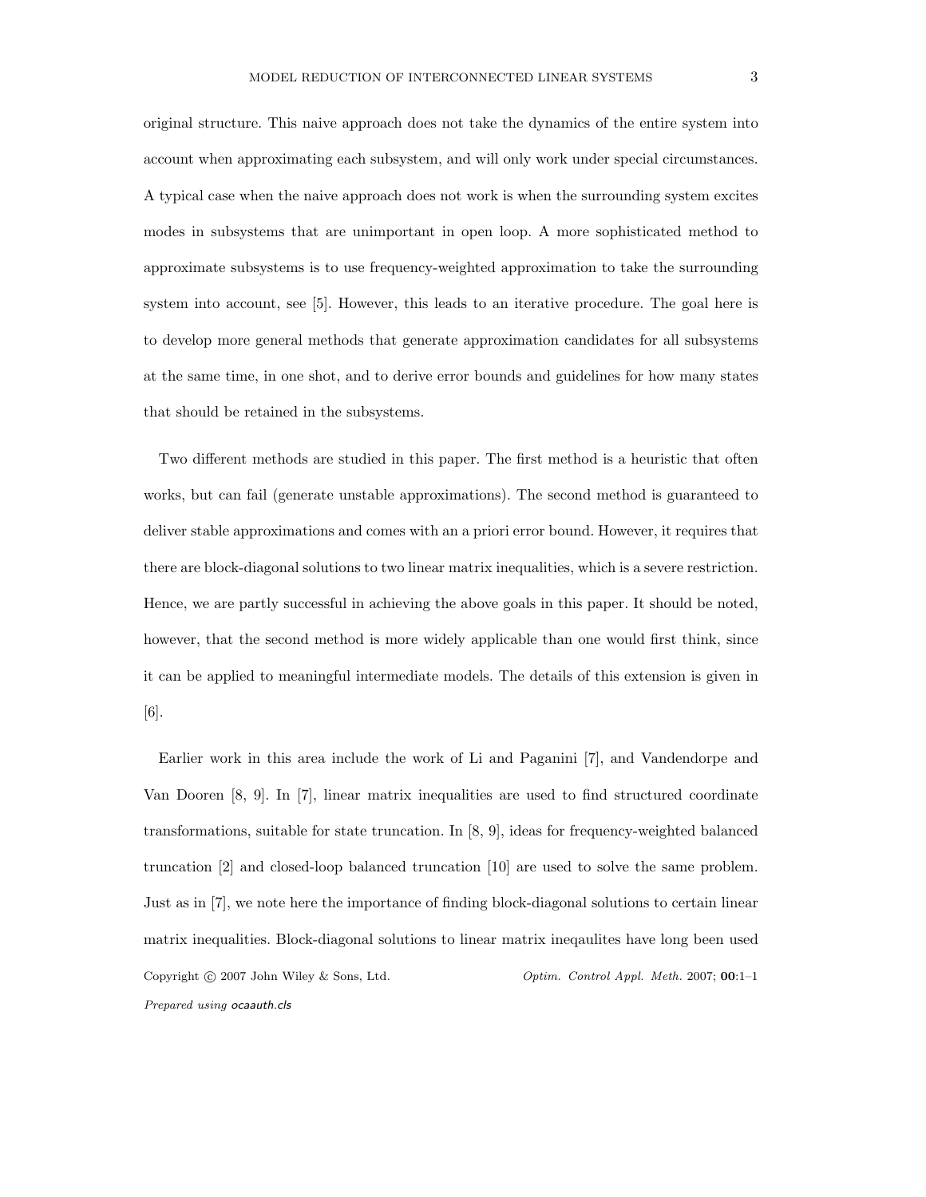original structure. This naive approach does not take the dynamics of the entire system into account when approximating each subsystem, and will only work under special circumstances. A typical case when the naive approach does not work is when the surrounding system excites modes in subsystems that are unimportant in open loop. A more sophisticated method to approximate subsystems is to use frequency-weighted approximation to take the surrounding system into account, see [5]. However, this leads to an iterative procedure. The goal here is to develop more general methods that generate approximation candidates for all subsystems at the same time, in one shot, and to derive error bounds and guidelines for how many states that should be retained in the subsystems.

Two different methods are studied in this paper. The first method is a heuristic that often works, but can fail (generate unstable approximations). The second method is guaranteed to deliver stable approximations and comes with an a priori error bound. However, it requires that there are block-diagonal solutions to two linear matrix inequalities, which is a severe restriction. Hence, we are partly successful in achieving the above goals in this paper. It should be noted, however, that the second method is more widely applicable than one would first think, since it can be applied to meaningful intermediate models. The details of this extension is given in [6].

Earlier work in this area include the work of Li and Paganini [7], and Vandendorpe and Van Dooren [8, 9]. In [7], linear matrix inequalities are used to find structured coordinate transformations, suitable for state truncation. In [8, 9], ideas for frequency-weighted balanced truncation [2] and closed-loop balanced truncation [10] are used to solve the same problem. Just as in [7], we note here the importance of finding block-diagonal solutions to certain linear matrix inequalities. Block-diagonal solutions to linear matrix ineqaulites have long been used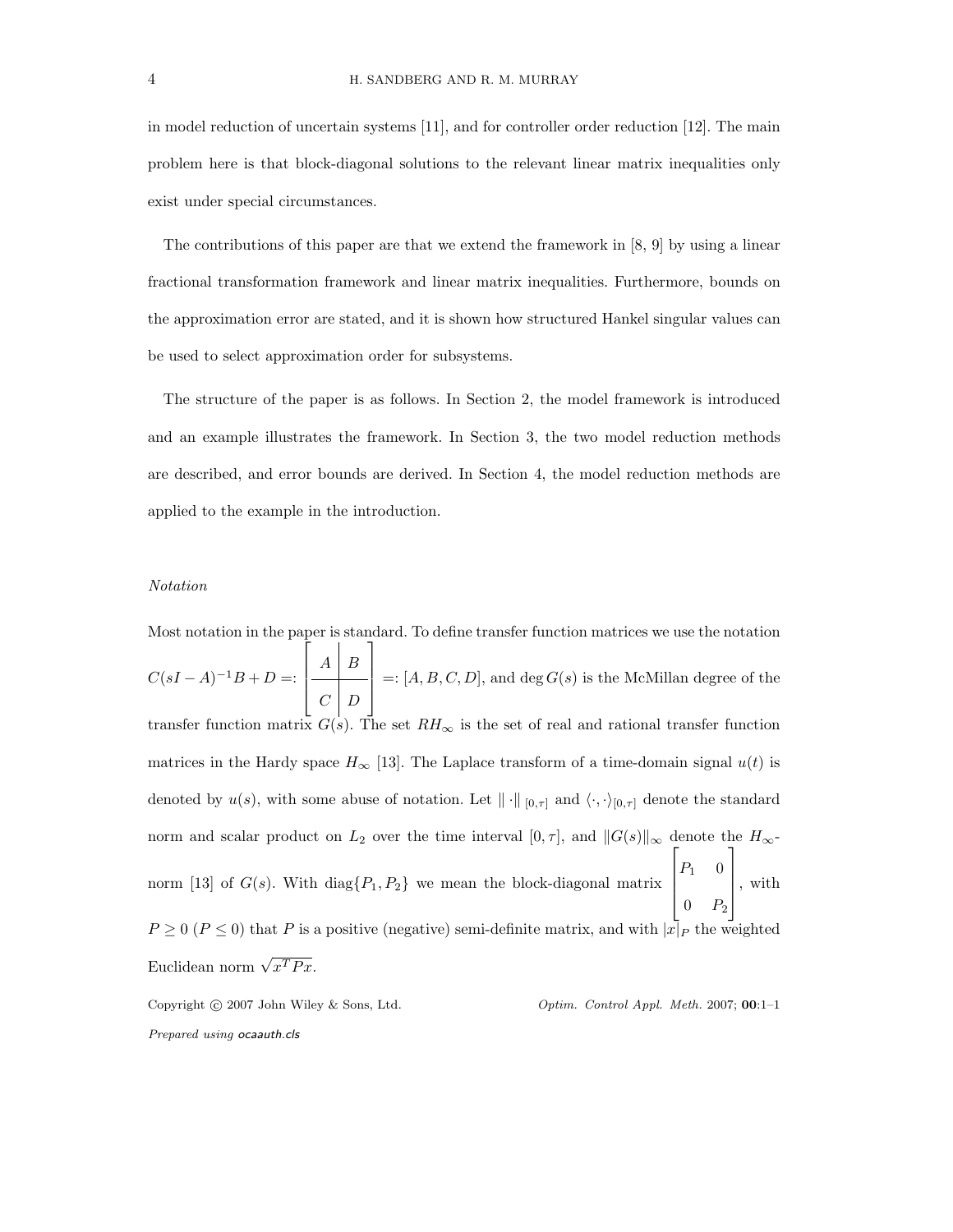in model reduction of uncertain systems [11], and for controller order reduction [12]. The main problem here is that block-diagonal solutions to the relevant linear matrix inequalities only exist under special circumstances.

The contributions of this paper are that we extend the framework in [8, 9] by using a linear fractional transformation framework and linear matrix inequalities. Furthermore, bounds on the approximation error are stated, and it is shown how structured Hankel singular values can be used to select approximation order for subsystems.

The structure of the paper is as follows. In Section 2, the model framework is introduced and an example illustrates the framework. In Section 3, the two model reduction methods are described, and error bounds are derived. In Section 4, the model reduction methods are applied to the example in the introduction.

### *Notation*

Most notation in the paper is standard. To define transfer function matrices we use the notation $C(sI-A)^{-1}B+D =: \left[\begin{array}{c|c} A & B \\ \hline C & D \end{array}\right] =: [A,B,C,D]$, and $\deg G(s)$ is the McMillan degree of the transfer function matrix $G(s)$. The set $RH_\infty$ is the set of real and rational transfer function matrices in the Hardy space $H_\infty$ [13]. The Laplace transform of a time-domain signal $u(t)$ is denoted by $u(s)$, with some abuse of notation. Let $\|\cdot\|_{[0,\tau]}$ and $\langle\cdot,\cdot\rangle_{[0,\tau]}$ denote the standard norm and scalar product on $L_2$ over the time interval $[0,\tau]$, and $\|G(s)\|_\infty$ denote the $H_\infty$-norm [13] of $G(s)$. With $\text{diag}\{P_1, P_2\}$ we mean the block-diagonal matrix $\begin{bmatrix} P_1 & 0 \\ 0 & P_2 \end{bmatrix}$, with $P \geq 0$ ($P \leq 0$) that $P$ is a positive (negative) semi-definite matrix, and with $|x|_P$ the weighted Euclidean norm $\sqrt{x^TPx}$.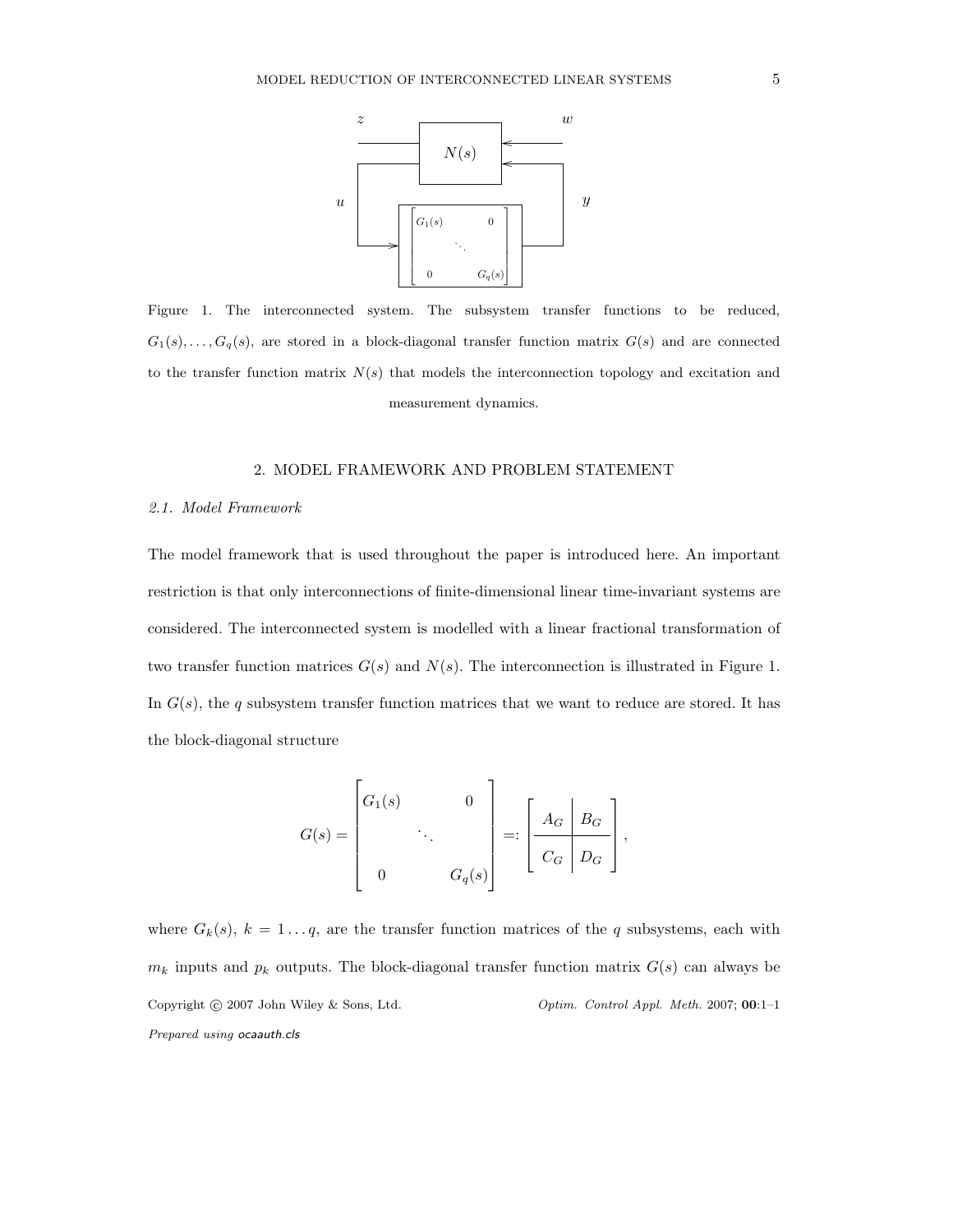Figure 1. The interconnected system. The subsystem transfer functions to be reduced, $G_1(s), \ldots, G_q(s)$, are stored in a block-diagonal transfer function matrix $G(s)$ and are connected to the transfer function matrix $N(s)$ that models the interconnection topology and excitation and measurement dynamics.

## 2. MODEL FRAMEWORK AND PROBLEM STATEMENT

### 2.1. Model Framework

The model framework that is used throughout the paper is introduced here. An important restriction is that only interconnections of finite-dimensional linear time-invariant systems are considered. The interconnected system is modelled with a linear fractional transformation of two transfer function matrices $G(s)$ and $N(s)$. The interconnection is illustrated in Figure 1. In $G(s)$, the $q$ subsystem transfer function matrices that we want to reduce are stored. It has the block-diagonal structure

$$G(s) = \begin{bmatrix} G_1(s) & & 0 \\ & \ddots & \\ 0 & & G_q(s) \end{bmatrix} =: \left[ \begin{array}{c|c} A_G & B_G \\ \hline C_G & D_G \end{array} \right],$$

where $G_k(s)$, $k = 1 \ldots q$, are the transfer function matrices of the $q$ subsystems, each with $m_k$ inputs and $p_k$ outputs. The block-diagonal transfer function matrix $G(s)$ can always be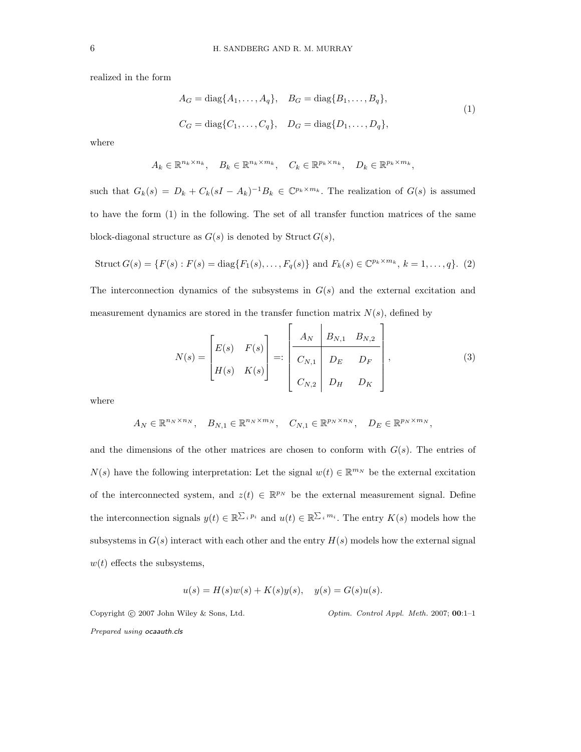realized in the form

$$
\begin{aligned}
A_G &= \operatorname{diag}\{A_1, \ldots, A_q\}, \quad B_G = \operatorname{diag}\{B_1, \ldots, B_q\}, \\
C_G &= \operatorname{diag}\{C_1, \ldots, C_q\}, \quad D_G = \operatorname{diag}\{D_1, \ldots, D_q\},
\end{aligned} \tag{1}
$$

where

$$
A_k \in \mathbb{R}^{n_k \times n_k}, \quad B_k \in \mathbb{R}^{n_k \times m_k}, \quad C_k \in \mathbb{R}^{p_k \times n_k}, \quad D_k \in \mathbb{R}^{p_k \times m_k},
$$

such that $G_k(s) = D_k + C_k(sI - A_k)^{-1}B_k \in \mathbb{C}^{p_k \times m_k}$. The realization of $G(s)$ is assumed to have the form (1) in the following. The set of all transfer function matrices of the same block-diagonal structure as $G(s)$ is denoted by $\operatorname{Struct} G(s)$,

$$
\operatorname{Struct} G(s) = \{F(s) : F(s) = \operatorname{diag}\{F_1(s), \ldots, F_q(s)\} \text{ and } F_k(s) \in \mathbb{C}^{p_k \times m_k},\ k = 1, \ldots, q\}. \tag{2}
$$

The interconnection dynamics of the subsystems in $G(s)$ and the external excitation and measurement dynamics are stored in the transfer function matrix $N(s)$, defined by

$$
N(s) = \begin{bmatrix} E(s) & F(s) \\ H(s) & K(s) \end{bmatrix} =: \left[\begin{array}{c|cc} A_N & B_{N,1} & B_{N,2} \\ \hline C_{N,1} & D_E & D_F \\ C_{N,2} & D_H & D_K \end{array}\right], \tag{3}
$$

where

$$
A_N \in \mathbb{R}^{n_N \times n_N}, \quad B_{N,1} \in \mathbb{R}^{n_N \times m_N}, \quad C_{N,1} \in \mathbb{R}^{p_N \times n_N}, \quad D_E \in \mathbb{R}^{p_N \times m_N},
$$

and the dimensions of the other matrices are chosen to conform with $G(s)$. The entries of $N(s)$ have the following interpretation: Let the signal $w(t) \in \mathbb{R}^{m_N}$ be the external excitation of the interconnected system, and $z(t) \in \mathbb{R}^{p_N}$ be the external measurement signal. Define the interconnection signals $y(t) \in \mathbb{R}^{\sum_i p_i}$ and $u(t) \in \mathbb{R}^{\sum_i m_i}$. The entry $K(s)$ models how the subsystems in $G(s)$ interact with each other and the entry $H(s)$ models how the external signal $w(t)$ effects the subsystems,

$$
u(s) = H(s)w(s) + K(s)y(s), \quad y(s) = G(s)u(s).
$$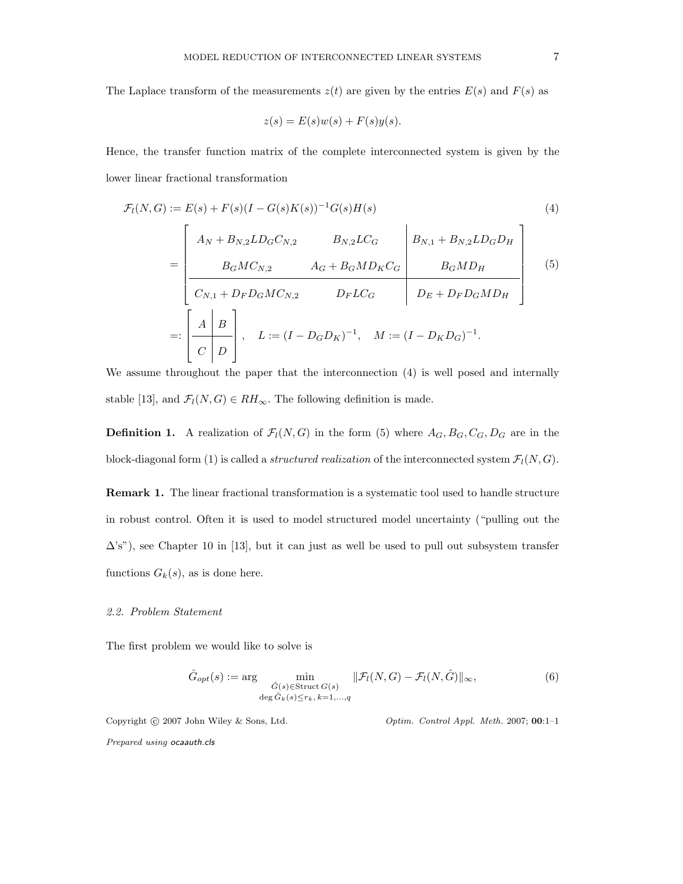The Laplace transform of the measurements $z(t)$ are given by the entries $E(s)$ and $F(s)$ as

$$z(s) = E(s)w(s) + F(s)y(s).$$

Hence, the transfer function matrix of the complete interconnected system is given by the lower linear fractional transformation

$$\mathcal{F}_l(N,G) := E(s) + F(s)(I - G(s)K(s))^{-1}G(s)H(s) \tag{4}$$

$$= \left[\begin{array}{cc|c} A_N + B_{N,2}LD_GC_{N,2} & B_{N,2}LC_G & B_{N,1} + B_{N,2}LD_GD_H \\ B_GMC_{N,2} & A_G + B_GMD_KC_G & B_GMD_H \\ \hline C_{N,1} + D_FD_GMC_{N,2} & D_FLC_G & D_E + D_FD_GMD_H \end{array}\right] \tag{5}$$

$$=: \left[\begin{array}{c|c} A & B \\ \hline C & D \end{array}\right], \quad L := (I - D_GD_K)^{-1}, \quad M := (I - D_KD_G)^{-1}.$$

We assume throughout the paper that the interconnection (4) is well posed and internally stable [13], and $\mathcal{F}_l(N,G) \in RH_\infty$. The following definition is made.

**Definition 1.** A realization of $\mathcal{F}_l(N,G)$ in the form (5) where $A_G, B_G, C_G, D_G$ are in the block-diagonal form (1) is called a *structured realization* of the interconnected system $\mathcal{F}_l(N,G)$.

**Remark 1.** The linear fractional transformation is a systematic tool used to handle structure in robust control. Often it is used to model structured model uncertainty ("pulling out the $\Delta$'s"), see Chapter 10 in [13], but it can just as well be used to pull out subsystem transfer functions $G_k(s)$, as is done here.

### *2.2. Problem Statement*

The first problem we would like to solve is

$$\hat{G}_{opt}(s) := \arg \min_{\substack{\hat{G}(s) \in \text{Struct}\, G(s) \\ \deg \hat{G}_k(s) \leq r_k,\, k=1,\ldots,q}} \|\mathcal{F}_l(N,G) - \mathcal{F}_l(N,\hat{G})\|_\infty, \tag{6}$$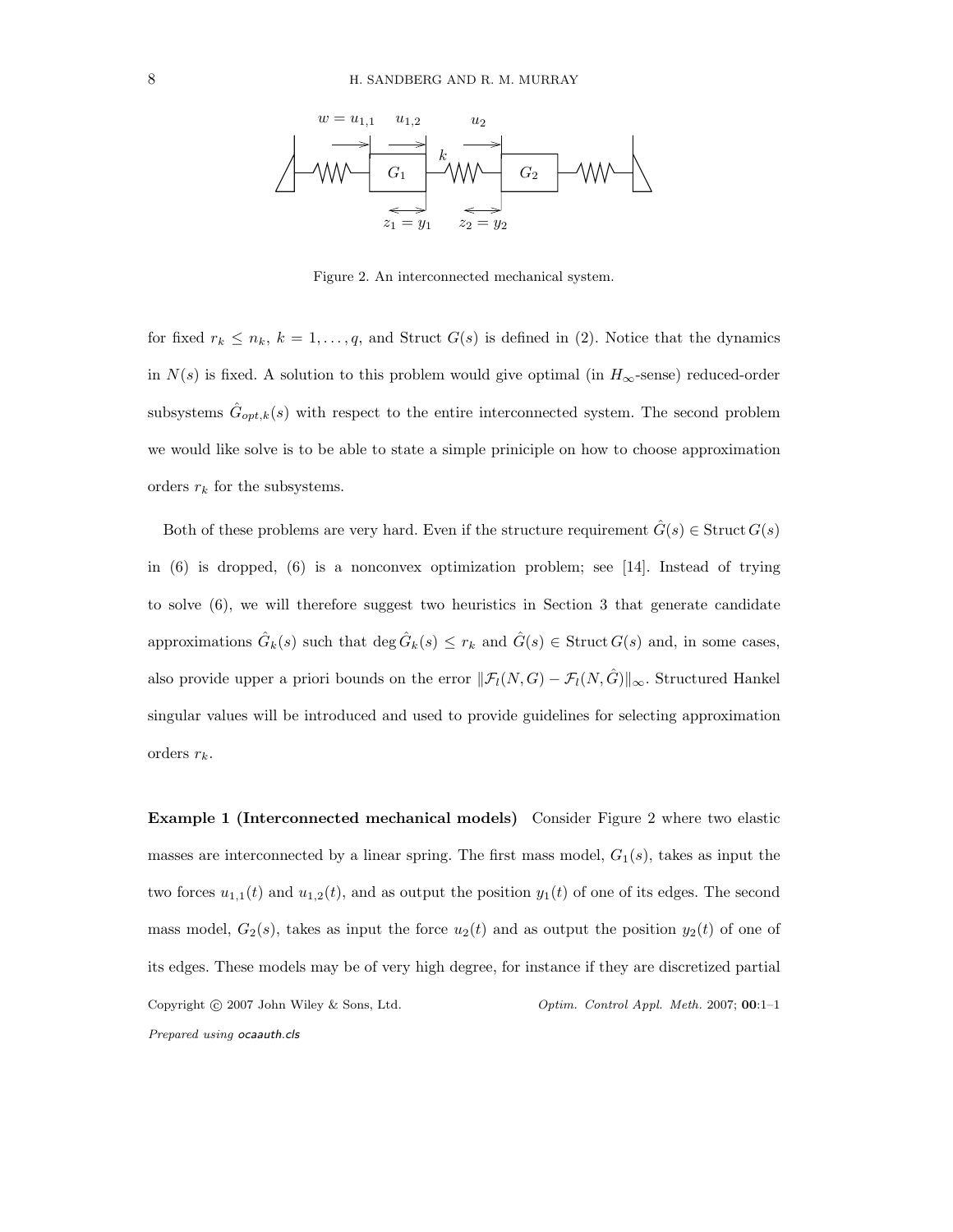Figure 2. An interconnected mechanical system.

for fixed $r_k \leq n_k$, $k = 1, \dots, q$, and Struct $G(s)$ is defined in (2). Notice that the dynamics in $N(s)$ is fixed. A solution to this problem would give optimal (in $H_\infty$-sense) reduced-order subsystems $\hat{G}_{opt,k}(s)$ with respect to the entire interconnected system. The second problem we would like solve is to be able to state a simple priniciple on how to choose approximation orders $r_k$ for the subsystems.

Both of these problems are very hard. Even if the structure requirement $\hat{G}(s) \in \operatorname{Struct} G(s)$ in (6) is dropped, (6) is a nonconvex optimization problem; see [14]. Instead of trying to solve (6), we will therefore suggest two heuristics in Section 3 that generate candidate approximations $\hat{G}_k(s)$ such that $\deg \hat{G}_k(s) \leq r_k$ and $\hat{G}(s) \in \operatorname{Struct} G(s)$ and, in some cases, also provide upper a priori bounds on the error $\|\mathcal{F}_l(N, G) - \mathcal{F}_l(N, \hat{G})\|_\infty$. Structured Hankel singular values will be introduced and used to provide guidelines for selecting approximation orders $r_k$.

**Example 1 (Interconnected mechanical models)** Consider Figure 2 where two elastic masses are interconnected by a linear spring. The first mass model, $G_1(s)$, takes as input the two forces $u_{1,1}(t)$ and $u_{1,2}(t)$, and as output the position $y_1(t)$ of one of its edges. The second mass model, $G_2(s)$, takes as input the force $u_2(t)$ and as output the position $y_2(t)$ of one of its edges. These models may be of very high degree, for instance if they are discretized partial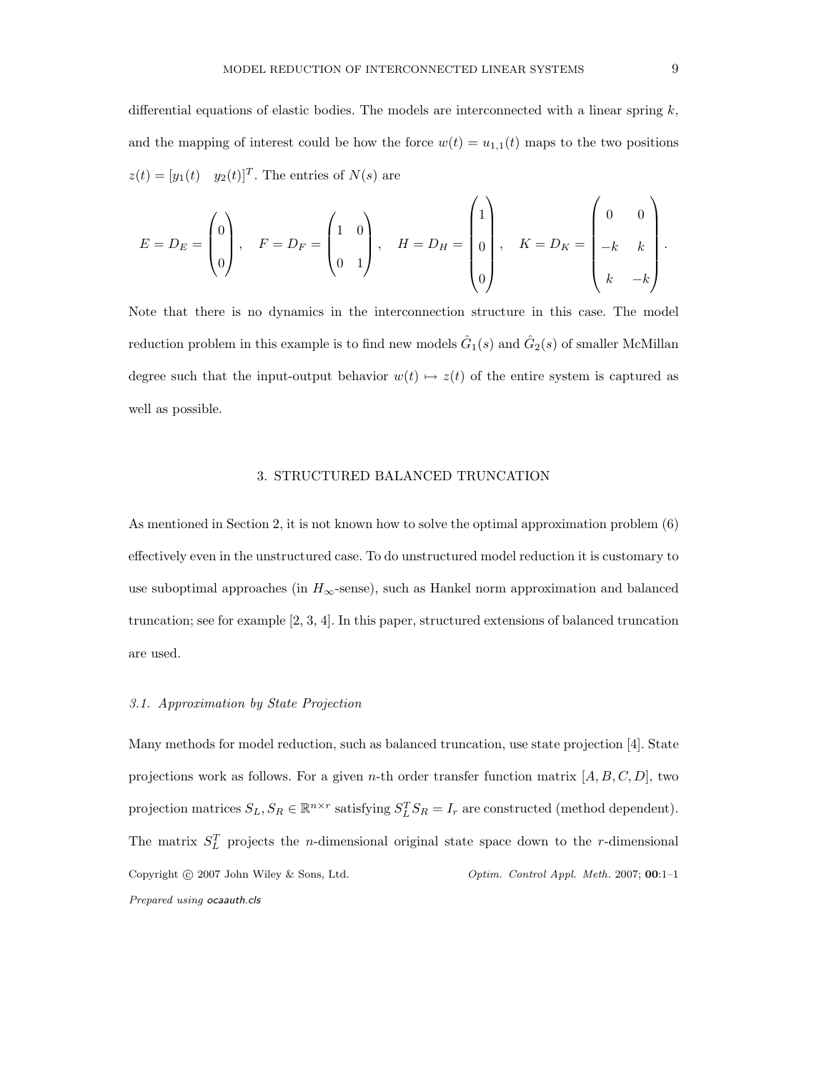differential equations of elastic bodies. The models are interconnected with a linear spring $k$, and the mapping of interest could be how the force $w(t) = u_{1,1}(t)$ maps to the two positions $z(t) = [y_1(t) \quad y_2(t)]^T$. The entries of $N(s)$ are

$$E = D_E = \begin{pmatrix} 0 \\ 0 \end{pmatrix}, \quad F = D_F = \begin{pmatrix} 1 & 0 \\ 0 & 1 \end{pmatrix}, \quad H = D_H = \begin{pmatrix} 1 \\ 0 \\ 0 \end{pmatrix}, \quad K = D_K = \begin{pmatrix} 0 & 0 \\ -k & k \\ k & -k \end{pmatrix}.$$

Note that there is no dynamics in the interconnection structure in this case. The model reduction problem in this example is to find new models $\hat{G}_1(s)$ and $\hat{G}_2(s)$ of smaller McMillan degree such that the input-output behavior $w(t) \mapsto z(t)$ of the entire system is captured as well as possible.

## 3. STRUCTURED BALANCED TRUNCATION

As mentioned in Section 2, it is not known how to solve the optimal approximation problem (6) effectively even in the unstructured case. To do unstructured model reduction it is customary to use suboptimal approaches (in $H_\infty$-sense), such as Hankel norm approximation and balanced truncation; see for example [2, 3, 4]. In this paper, structured extensions of balanced truncation are used.

### *3.1. Approximation by State Projection*

Many methods for model reduction, such as balanced truncation, use state projection [4]. State projections work as follows. For a given $n$-th order transfer function matrix $[A, B, C, D]$, two projection matrices $S_L, S_R \in \mathbb{R}^{n \times r}$ satisfying $S_L^T S_R = I_r$ are constructed (method dependent). The matrix $S_L^T$ projects the $n$-dimensional original state space down to the $r$-dimensional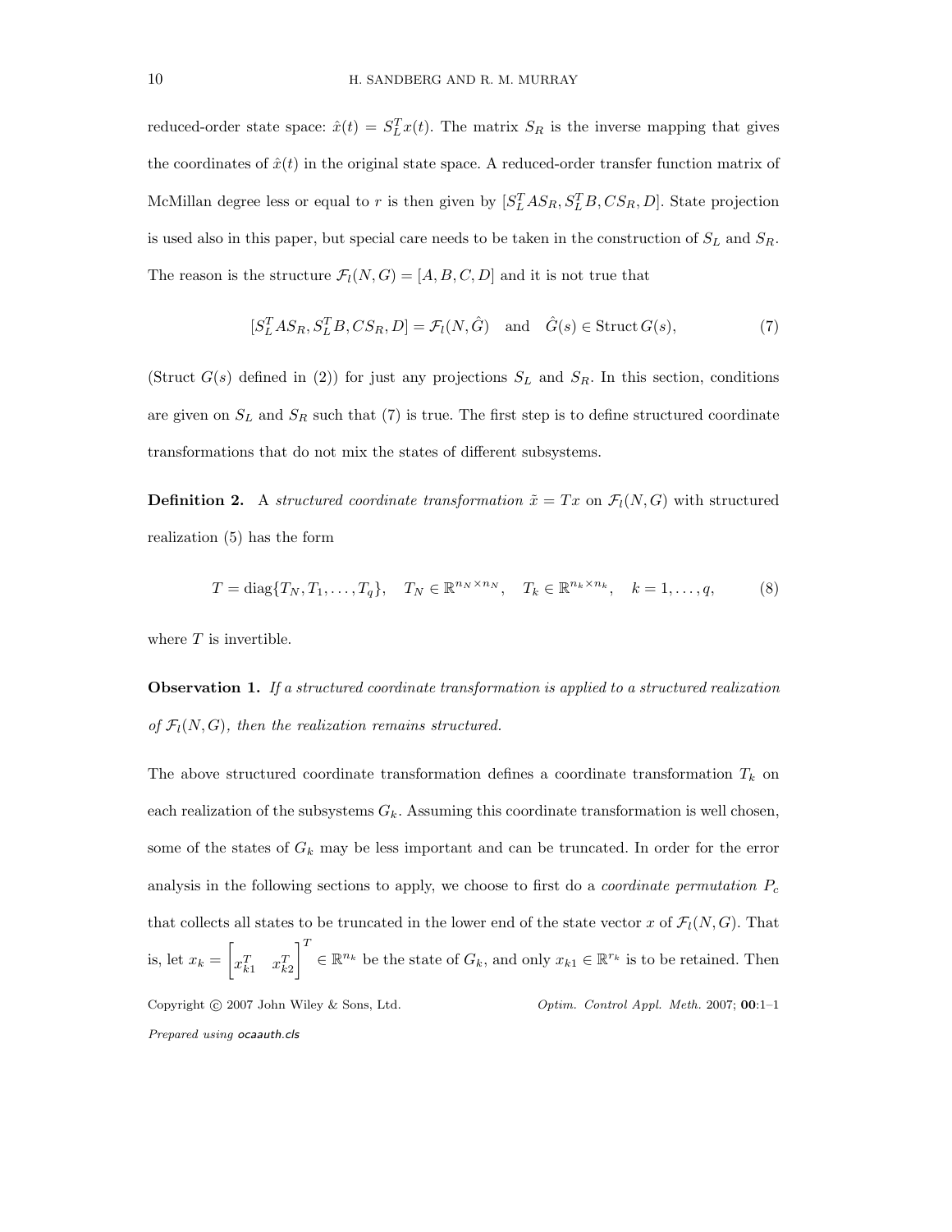reduced-order state space: $\hat{x}(t) = S_L^T x(t)$. The matrix $S_R$ is the inverse mapping that gives the coordinates of $\hat{x}(t)$ in the original state space. A reduced-order transfer function matrix of McMillan degree less or equal to $r$ is then given by $[S_L^T A S_R, S_L^T B, C S_R, D]$. State projection is used also in this paper, but special care needs to be taken in the construction of $S_L$ and $S_R$. The reason is the structure $\mathcal{F}_l(N, G) = [A, B, C, D]$ and it is not true that

$$[S_L^T A S_R, S_L^T B, C S_R, D] = \mathcal{F}_l(N, \hat{G}) \quad \text{and} \quad \hat{G}(s) \in \operatorname{Struct} G(s), \tag{7}$$

(Struct $G(s)$ defined in (2)) for just any projections $S_L$ and $S_R$. In this section, conditions are given on $S_L$ and $S_R$ such that (7) is true. The first step is to define structured coordinate transformations that do not mix the states of different subsystems.

**Definition 2.** A *structured coordinate transformation* $\tilde{x} = Tx$ on $\mathcal{F}_l(N, G)$ with structured realization (5) has the form

$$T = \operatorname{diag}\{T_N, T_1, \dots, T_q\}, \quad T_N \in \mathbb{R}^{n_N \times n_N}, \quad T_k \in \mathbb{R}^{n_k \times n_k}, \quad k = 1, \dots, q, \tag{8}$$

where $T$ is invertible.

**Observation 1.** *If a structured coordinate transformation is applied to a structured realization of $\mathcal{F}_l(N, G)$, then the realization remains structured.*

The above structured coordinate transformation defines a coordinate transformation $T_k$ on each realization of the subsystems $G_k$. Assuming this coordinate transformation is well chosen, some of the states of $G_k$ may be less important and can be truncated. In order for the error analysis in the following sections to apply, we choose to first do a *coordinate permutation* $P_c$ that collects all states to be truncated in the lower end of the state vector $x$ of $\mathcal{F}_l(N, G)$. That is, let $x_k = \begin{bmatrix} x_{k1}^T & x_{k2}^T \end{bmatrix}^T \in \mathbb{R}^{n_k}$ be the state of $G_k$, and only $x_{k1} \in \mathbb{R}^{r_k}$ is to be retained. Then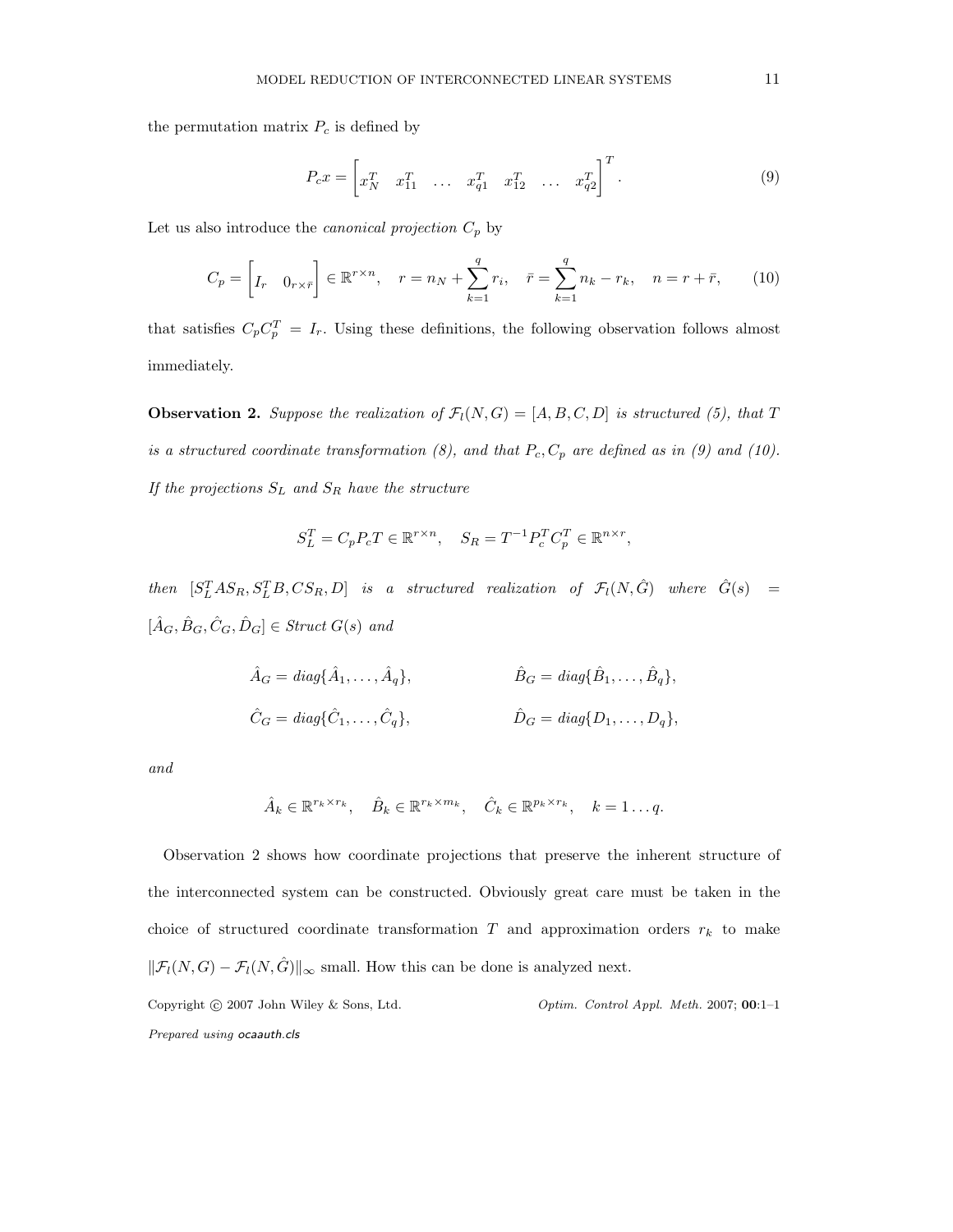the permutation matrix $P_c$ is defined by

$$P_c x = \begin{bmatrix} x_N^T & x_{11}^T & \dots & x_{q1}^T & x_{12}^T & \dots & x_{q2}^T \end{bmatrix}^T. \tag{9}$$

Let us also introduce the *canonical projection* $C_p$ by

$$C_p = \begin{bmatrix} I_r & 0_{r\times\bar{r}} \end{bmatrix} \in \mathbb{R}^{r\times n}, \quad r = n_N + \sum_{k=1}^{q} r_i, \quad \bar{r} = \sum_{k=1}^{q} n_k - r_k, \quad n = r + \bar{r}, \tag{10}$$

that satisfies $C_p C_p^T = I_r$. Using these definitions, the following observation follows almost immediately.

**Observation 2.** *Suppose the realization of $\mathcal{F}_l(N,G) = [A,B,C,D]$ is structured (5), that $T$ is a structured coordinate transformation (8), and that $P_c, C_p$ are defined as in (9) and (10). If the projections $S_L$ and $S_R$ have the structure*

$$S_L^T = C_p P_c T \in \mathbb{R}^{r\times n}, \quad S_R = T^{-1} P_c^T C_p^T \in \mathbb{R}^{n\times r},$$

*then $[S_L^T A S_R, S_L^T B, C S_R, D]$ is a structured realization of $\mathcal{F}_l(N,\hat{G})$ where $\hat{G}(s) = [\hat{A}_G, \hat{B}_G, \hat{C}_G, \hat{D}_G] \in$ Struct $G(s)$ and*

$$\hat{A}_G = diag\{\hat{A}_1, \dots, \hat{A}_q\}, \qquad \hat{B}_G = diag\{\hat{B}_1, \dots, \hat{B}_q\},$$

$$\hat{C}_G = diag\{\hat{C}_1, \dots, \hat{C}_q\}, \qquad \hat{D}_G = diag\{D_1, \dots, D_q\},$$

*and*

$$\hat{A}_k \in \mathbb{R}^{r_k\times r_k}, \quad \hat{B}_k \in \mathbb{R}^{r_k\times m_k}, \quad \hat{C}_k \in \mathbb{R}^{p_k\times r_k}, \quad k = 1\dots q.$$

Observation 2 shows how coordinate projections that preserve the inherent structure of the interconnected system can be constructed. Obviously great care must be taken in the choice of structured coordinate transformation $T$ and approximation orders $r_k$ to make $\|\mathcal{F}_l(N,G) - \mathcal{F}_l(N,\hat{G})\|_\infty$ small. How this can be done is analyzed next.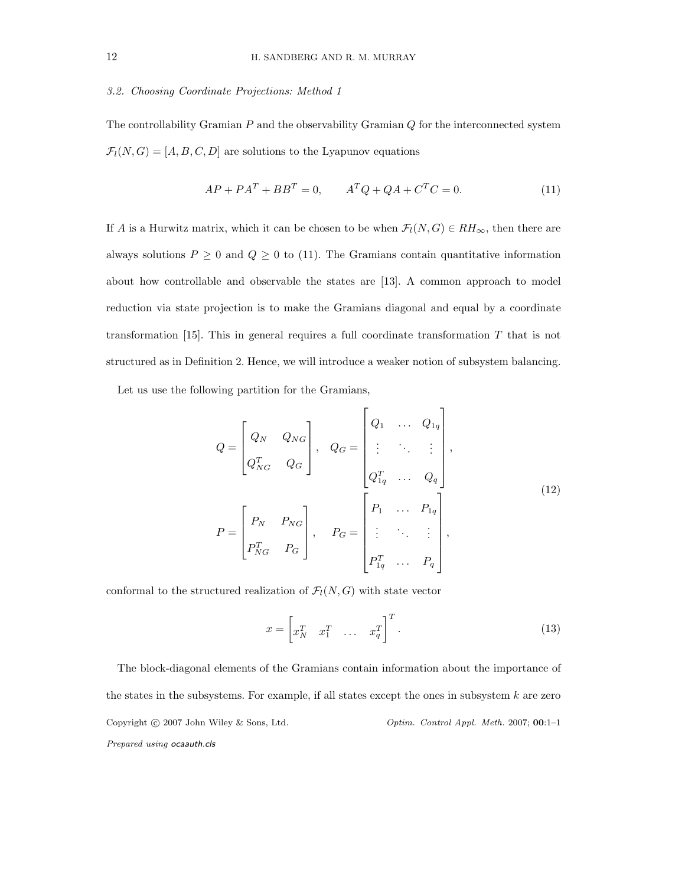### 3.2. Choosing Coordinate Projections: Method 1

The controllability Gramian $P$ and the observability Gramian $Q$ for the interconnected system $\mathcal{F}_l(N,G) = [A,B,C,D]$ are solutions to the Lyapunov equations

$$AP + PA^T + BB^T = 0, \qquad A^TQ + QA + C^TC = 0. \tag{11}$$

If $A$ is a Hurwitz matrix, which it can be chosen to be when $\mathcal{F}_l(N,G) \in RH_\infty$, then there are always solutions $P \geq 0$ and $Q \geq 0$ to (11). The Gramians contain quantitative information about how controllable and observable the states are [13]. A common approach to model reduction via state projection is to make the Gramians diagonal and equal by a coordinate transformation [15]. This in general requires a full coordinate transformation $T$ that is not structured as in Definition 2. Hence, we will introduce a weaker notion of subsystem balancing.

Let us use the following partition for the Gramians,

$$\begin{aligned}
Q &= \begin{bmatrix} Q_N & Q_{NG} \\ Q_{NG}^T & Q_G \end{bmatrix}, \quad Q_G = \begin{bmatrix} Q_1 & \dots & Q_{1q} \\ \vdots & \ddots & \vdots \\ Q_{1q}^T & \dots & Q_q \end{bmatrix}, \\
P &= \begin{bmatrix} P_N & P_{NG} \\ P_{NG}^T & P_G \end{bmatrix}, \quad P_G = \begin{bmatrix} P_1 & \dots & P_{1q} \\ \vdots & \ddots & \vdots \\ P_{1q}^T & \dots & P_q \end{bmatrix},
\end{aligned} \tag{12}$$

conformal to the structured realization of $\mathcal{F}_l(N,G)$ with state vector

$$x = \begin{bmatrix} x_N^T & x_1^T & \dots & x_q^T \end{bmatrix}^T. \tag{13}$$

The block-diagonal elements of the Gramians contain information about the importance of the states in the subsystems. For example, if all states except the ones in subsystem $k$ are zero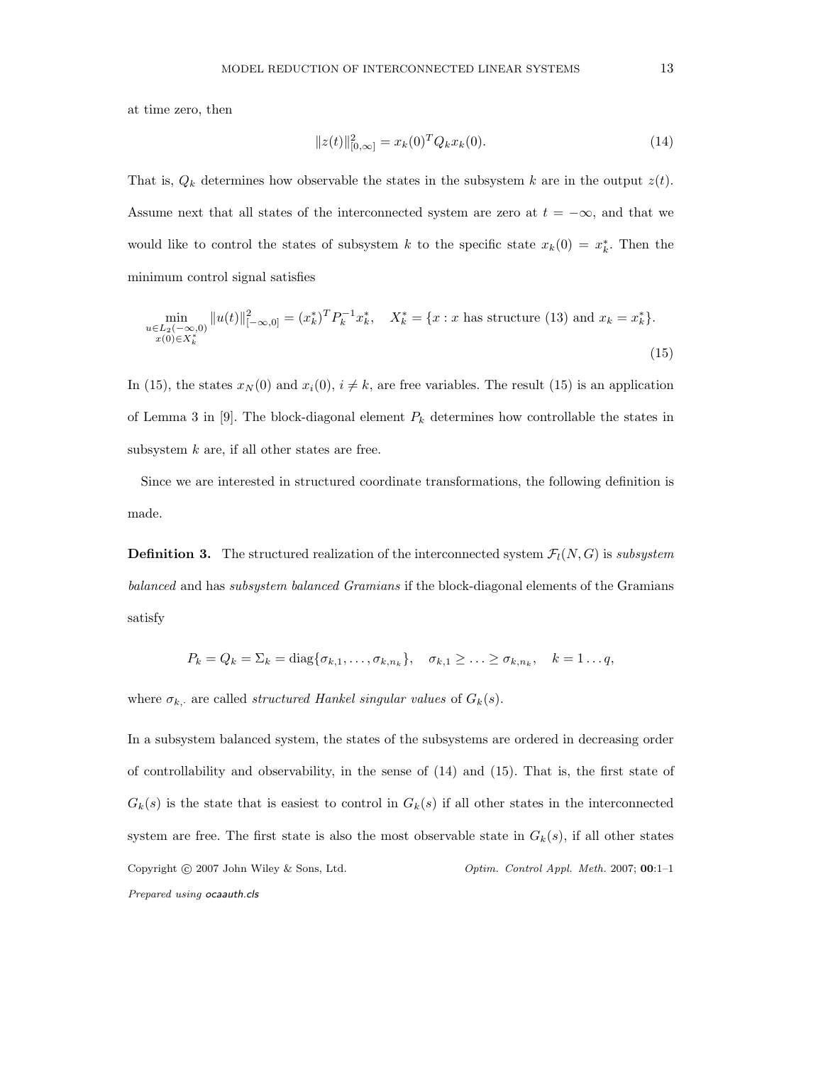at time zero, then

$$\|z(t)\|^2_{[0,\infty]} = x_k(0)^T Q_k x_k(0). \tag{14}$$

That is, $Q_k$ determines how observable the states in the subsystem $k$ are in the output $z(t)$. Assume next that all states of the interconnected system are zero at $t = -\infty$, and that we would like to control the states of subsystem $k$ to the specific state $x_k(0) = x_k^*$. Then the minimum control signal satisfies

$$\min_{\substack{u \in L_2(-\infty,0) \\ x(0) \in X_k^*}} \|u(t)\|^2_{[-\infty,0]} = (x_k^*)^T P_k^{-1} x_k^*, \quad X_k^* = \{x : x \text{ has structure (13) and } x_k = x_k^*\}. \tag{15}$$

In (15), the states $x_N(0)$ and $x_i(0)$, $i \neq k$, are free variables. The result (15) is an application of Lemma 3 in [9]. The block-diagonal element $P_k$ determines how controllable the states in subsystem $k$ are, if all other states are free.

Since we are interested in structured coordinate transformations, the following definition is made.

**Definition 3.** The structured realization of the interconnected system $\mathcal{F}_l(N, G)$ is *subsystem balanced* and has *subsystem balanced Gramians* if the block-diagonal elements of the Gramians satisfy

$$P_k = Q_k = \Sigma_k = \text{diag}\{\sigma_{k,1}, \ldots, \sigma_{k,n_k}\}, \quad \sigma_{k,1} \geq \ldots \geq \sigma_{k,n_k}, \quad k = 1 \ldots q,$$

where $\sigma_{k,\cdot}$ are called *structured Hankel singular values* of $G_k(s)$.

In a subsystem balanced system, the states of the subsystems are ordered in decreasing order of controllability and observability, in the sense of (14) and (15). That is, the first state of $G_k(s)$ is the state that is easiest to control in $G_k(s)$ if all other states in the interconnected system are free. The first state is also the most observable state in $G_k(s)$, if all other states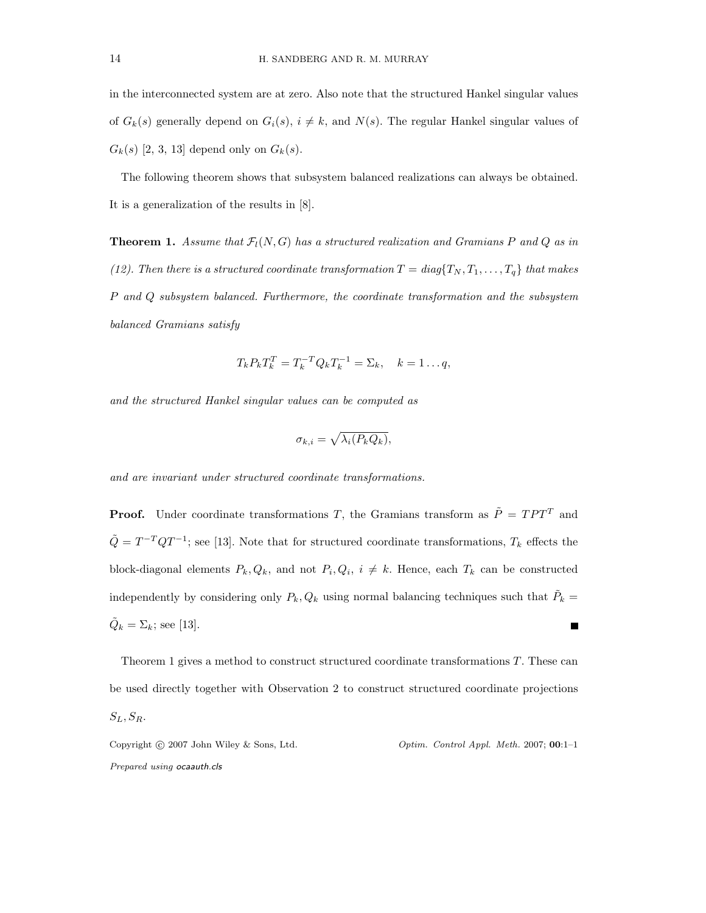in the interconnected system are at zero. Also note that the structured Hankel singular values of $G_k(s)$ generally depend on $G_i(s)$, $i \neq k$, and $N(s)$. The regular Hankel singular values of $G_k(s)$ [2, 3, 13] depend only on $G_k(s)$.

The following theorem shows that subsystem balanced realizations can always be obtained. It is a generalization of the results in [8].

**Theorem 1.** *Assume that $\mathcal{F}_l(N, G)$ has a structured realization and Gramians $P$ and $Q$ as in (12). Then there is a structured coordinate transformation $T = diag\{T_N, T_1, \ldots, T_q\}$ that makes $P$ and $Q$ subsystem balanced. Furthermore, the coordinate transformation and the subsystem balanced Gramians satisfy*

$$T_k P_k T_k^T = T_k^{-T} Q_k T_k^{-1} = \Sigma_k, \quad k = 1 \ldots q,$$

*and the structured Hankel singular values can be computed as*

$$\sigma_{k,i} = \sqrt{\lambda_i(P_k Q_k)},$$

*and are invariant under structured coordinate transformations.*

**Proof.** Under coordinate transformations $T$, the Gramians transform as $\tilde{P} = TPT^T$ and $\tilde{Q} = T^{-T}QT^{-1}$; see [13]. Note that for structured coordinate transformations, $T_k$ effects the block-diagonal elements $P_k, Q_k$, and not $P_i, Q_i$, $i \neq k$. Hence, each $T_k$ can be constructed independently by considering only $P_k, Q_k$ using normal balancing techniques such that $\tilde{P}_k = \tilde{Q}_k = \Sigma_k$; see [13]. ∎

Theorem 1 gives a method to construct structured coordinate transformations $T$. These can be used directly together with Observation 2 to construct structured coordinate projections $S_L, S_R$.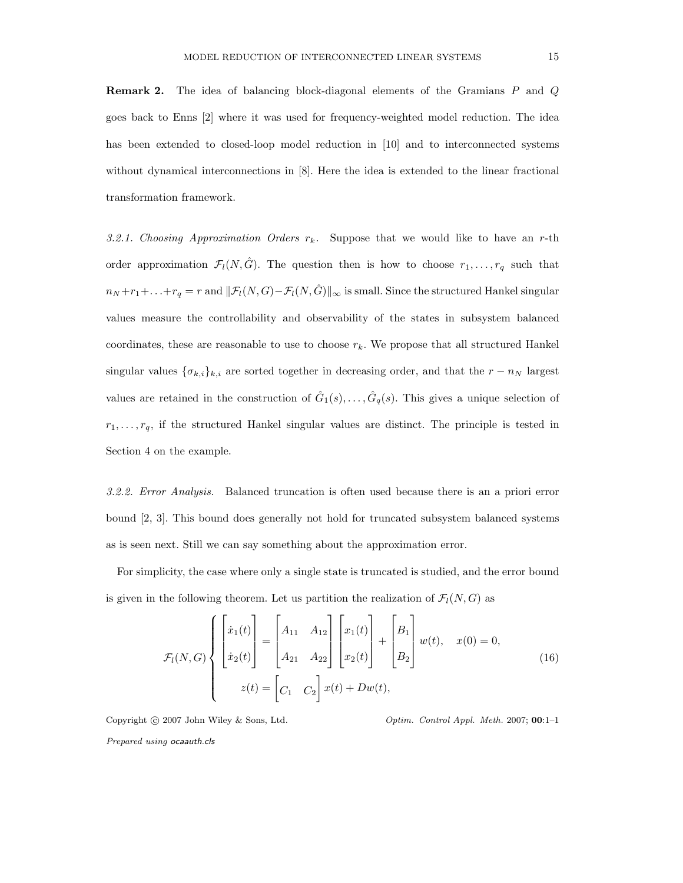**Remark 2.** The idea of balancing block-diagonal elements of the Gramians $P$ and $Q$ goes back to Enns [2] where it was used for frequency-weighted model reduction. The idea has been extended to closed-loop model reduction in [10] and to interconnected systems without dynamical interconnections in [8]. Here the idea is extended to the linear fractional transformation framework.

*3.2.1. Choosing Approximation Orders $r_k$.* Suppose that we would like to have an $r$-th order approximation $\mathcal{F}_l(N, \hat{G})$. The question then is how to choose $r_1, \ldots, r_q$ such that $n_N + r_1 + \ldots + r_q = r$ and $\|\mathcal{F}_l(N, G) - \mathcal{F}_l(N, \hat{G})\|_\infty$ is small. Since the structured Hankel singular values measure the controllability and observability of the states in subsystem balanced coordinates, these are reasonable to use to choose $r_k$. We propose that all structured Hankel singular values $\{\sigma_{k,i}\}_{k,i}$ are sorted together in decreasing order, and that the $r - n_N$ largest values are retained in the construction of $\hat{G}_1(s), \ldots, \hat{G}_q(s)$. This gives a unique selection of $r_1, \ldots, r_q$, if the structured Hankel singular values are distinct. The principle is tested in Section 4 on the example.

*3.2.2. Error Analysis.* Balanced truncation is often used because there is an a priori error bound [2, 3]. This bound does generally not hold for truncated subsystem balanced systems as is seen next. Still we can say something about the approximation error.

For simplicity, the case where only a single state is truncated is studied, and the error bound is given in the following theorem. Let us partition the realization of $\mathcal{F}_l(N, G)$ as

$$\mathcal{F}_l(N, G) \left\{ \begin{aligned} \begin{bmatrix} \dot{x}_1(t) \\ \dot{x}_2(t) \end{bmatrix} &= \begin{bmatrix} A_{11} & A_{12} \\ A_{21} & A_{22} \end{bmatrix} \begin{bmatrix} x_1(t) \\ x_2(t) \end{bmatrix} + \begin{bmatrix} B_1 \\ B_2 \end{bmatrix} w(t), \quad x(0) = 0, \\ z(t) &= \begin{bmatrix} C_1 & C_2 \end{bmatrix} x(t) + Dw(t), \end{aligned} \right. \tag{16}$$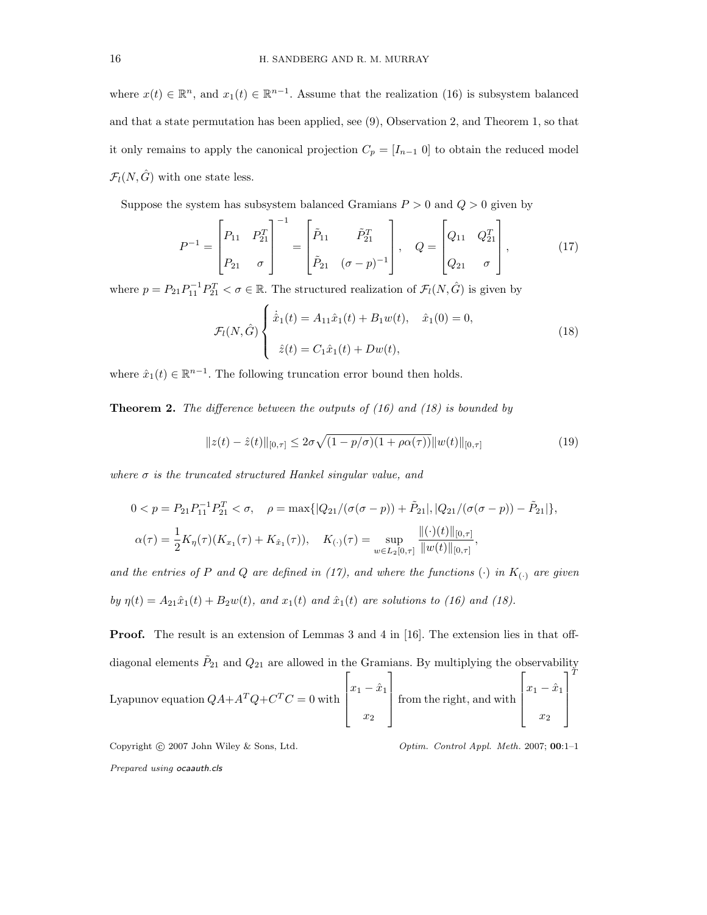where $x(t) \in \mathbb{R}^n$, and $x_1(t) \in \mathbb{R}^{n-1}$. Assume that the realization (16) is subsystem balanced and that a state permutation has been applied, see (9), Observation 2, and Theorem 1, so that it only remains to apply the canonical projection $C_p = [I_{n-1}\ 0]$ to obtain the reduced model $\mathcal{F}_l(N, \hat{G})$ with one state less.

Suppose the system has subsystem balanced Gramians $P > 0$ and $Q > 0$ given by

$$P^{-1} = \begin{bmatrix} P_{11} & P_{21}^T \\ P_{21} & \sigma \end{bmatrix}^{-1} = \begin{bmatrix} \tilde{P}_{11} & \tilde{P}_{21}^T \\ \tilde{P}_{21} & (\sigma - p)^{-1} \end{bmatrix}, \quad Q = \begin{bmatrix} Q_{11} & Q_{21}^T \\ Q_{21} & \sigma \end{bmatrix}, \tag{17}$$

where $p = P_{21} P_{11}^{-1} P_{21}^T < \sigma \in \mathbb{R}$. The structured realization of $\mathcal{F}_l(N, \hat{G})$ is given by

$$\mathcal{F}_l(N, \hat{G}) \begin{cases} \dot{\hat{x}}_1(t) = A_{11}\hat{x}_1(t) + B_1 w(t), \quad \hat{x}_1(0) = 0, \\ \hat{z}(t) = C_1 \hat{x}_1(t) + D w(t), \end{cases} \tag{18}$$

where $\hat{x}_1(t) \in \mathbb{R}^{n-1}$. The following truncation error bound then holds.

**Theorem 2.** *The difference between the outputs of (16) and (18) is bounded by*

$$\|z(t) - \hat{z}(t)\|_{[0,\tau]} \leq 2\sigma\sqrt{(1 - p/\sigma)(1 + \rho\alpha(\tau))}\|w(t)\|_{[0,\tau]} \tag{19}$$

*where $\sigma$ is the truncated structured Hankel singular value, and*

$$0 < p = P_{21} P_{11}^{-1} P_{21}^T < \sigma, \quad \rho = \max\{|Q_{21}/(\sigma(\sigma - p)) + \tilde{P}_{21}|, |Q_{21}/(\sigma(\sigma - p)) - \tilde{P}_{21}|\},$$

$$\alpha(\tau) = \frac{1}{2} K_\eta(\tau)(K_{x_1}(\tau) + K_{\hat{x}_1}(\tau)), \quad K_{(\cdot)}(\tau) = \sup_{w \in L_2[0,\tau]} \frac{\|(\cdot)(t)\|_{[0,\tau]}}{\|w(t)\|_{[0,\tau]}},$$

*and the entries of $P$ and $Q$ are defined in (17), and where the functions $(\cdot)$ in $K_{(\cdot)}$ are given by $\eta(t) = A_{21}\hat{x}_1(t) + B_2 w(t)$, and $x_1(t)$ and $\hat{x}_1(t)$ are solutions to (16) and (18).*

**Proof.** The result is an extension of Lemmas 3 and 4 in [16]. The extension lies in that off-diagonal elements $\tilde{P}_{21}$ and $Q_{21}$ are allowed in the Gramians. By multiplying the observability Lyapunov equation $QA + A^T Q + C^T C = 0$ with $\begin{bmatrix} x_1 - \hat{x}_1 \\ x_2 \end{bmatrix}$ from the right, and with $\begin{bmatrix} x_1 - \hat{x}_1 \\ x_2 \end{bmatrix}^T$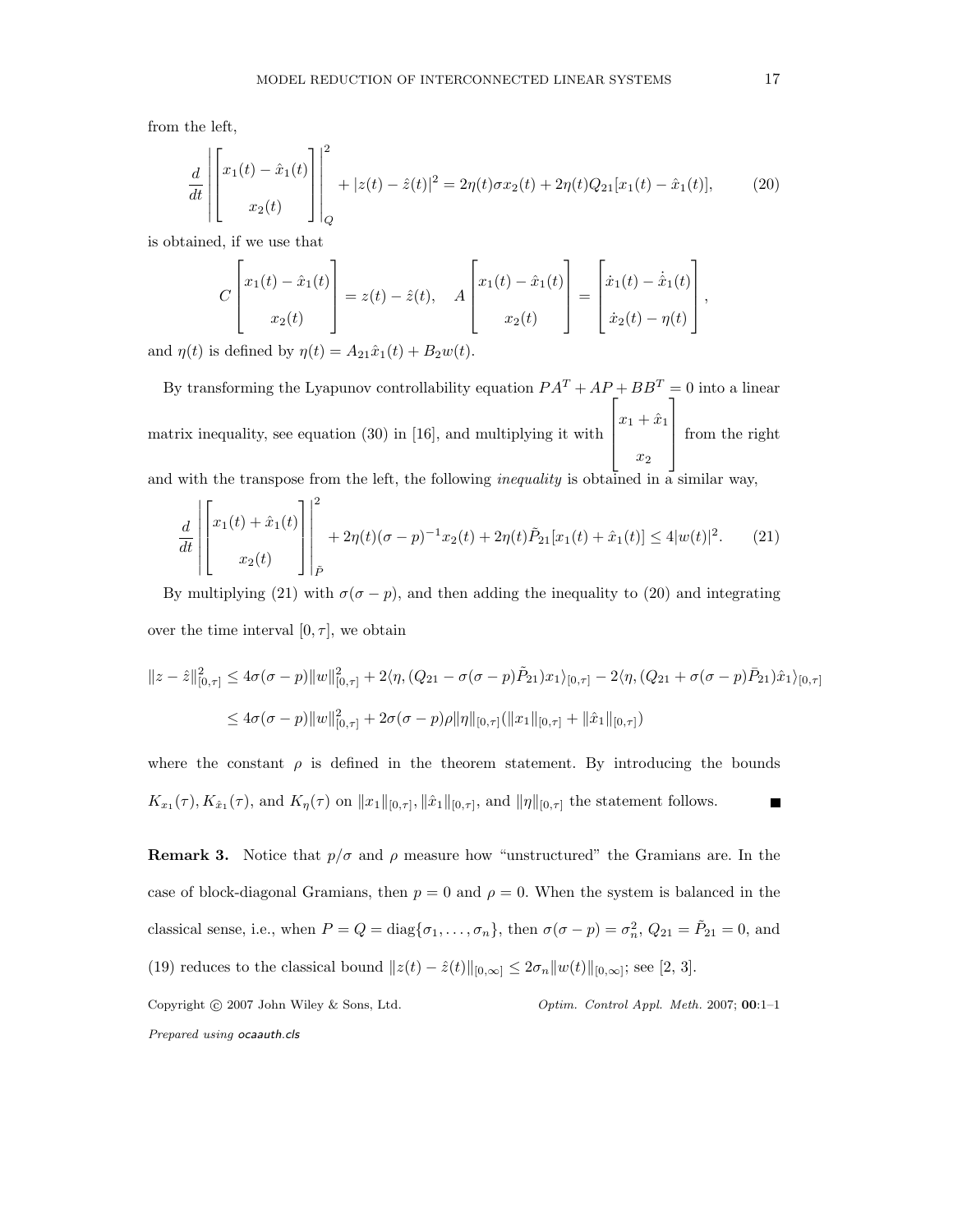from the left,

$$\frac{d}{dt}\left|\begin{bmatrix} x_1(t) - \hat{x}_1(t) \\ x_2(t) \end{bmatrix}\right|_Q^2 + |z(t) - \hat{z}(t)|^2 = 2\eta(t)\sigma x_2(t) + 2\eta(t)Q_{21}[x_1(t) - \hat{x}_1(t)], \tag{20}$$

is obtained, if we use that

$$C\begin{bmatrix} x_1(t) - \hat{x}_1(t) \\ x_2(t) \end{bmatrix} = z(t) - \hat{z}(t), \quad A\begin{bmatrix} x_1(t) - \hat{x}_1(t) \\ x_2(t) \end{bmatrix} = \begin{bmatrix} \dot{x}_1(t) - \dot{\hat{x}}_1(t) \\ \dot{x}_2(t) - \eta(t) \end{bmatrix},$$

and $\eta(t)$ is defined by $\eta(t) = A_{21}\hat{x}_1(t) + B_2 w(t)$.

By transforming the Lyapunov controllability equation $PA^T + AP + BB^T = 0$ into a linear matrix inequality, see equation (30) in [16], and multiplying it with $\begin{bmatrix} x_1 + \hat{x}_1 \\ x_2 \end{bmatrix}$ from the right and with the transpose from the left, the following *inequality* is obtained in a similar way,

$$\frac{d}{dt}\left|\begin{bmatrix} x_1(t) + \hat{x}_1(t) \\ x_2(t) \end{bmatrix}\right|_{\tilde{P}}^2 + 2\eta(t)(\sigma - p)^{-1}x_2(t) + 2\eta(t)\tilde{P}_{21}[x_1(t) + \hat{x}_1(t)] \leq 4|w(t)|^2. \tag{21}$$

By multiplying (21) with $\sigma(\sigma - p)$, and then adding the inequality to (20) and integrating over the time interval $[0, \tau]$, we obtain

$$\begin{aligned}
\|z - \hat{z}\|_{[0,\tau]}^2 &\leq 4\sigma(\sigma - p)\|w\|_{[0,\tau]}^2 + 2\langle \eta, (Q_{21} - \sigma(\sigma - p)\tilde{P}_{21})x_1\rangle_{[0,\tau]} - 2\langle \eta, (Q_{21} + \sigma(\sigma - p)\bar{P}_{21})\hat{x}_1\rangle_{[0,\tau]} \\
&\leq 4\sigma(\sigma - p)\|w\|_{[0,\tau]}^2 + 2\sigma(\sigma - p)\rho\|\eta\|_{[0,\tau]}(\|x_1\|_{[0,\tau]} + \|\hat{x}_1\|_{[0,\tau]})
\end{aligned}$$

where the constant $\rho$ is defined in the theorem statement. By introducing the bounds $K_{x_1}(\tau), K_{\hat{x}_1}(\tau)$, and $K_\eta(\tau)$ on $\|x_1\|_{[0,\tau]}, \|\hat{x}_1\|_{[0,\tau]}$, and $\|\eta\|_{[0,\tau]}$ the statement follows. ■

**Remark 3.** Notice that $p/\sigma$ and $\rho$ measure how "unstructured" the Gramians are. In the case of block-diagonal Gramians, then $p = 0$ and $\rho = 0$. When the system is balanced in the classical sense, i.e., when $P = Q = \text{diag}\{\sigma_1, \ldots, \sigma_n\}$, then $\sigma(\sigma - p) = \sigma_n^2$, $Q_{21} = \tilde{P}_{21} = 0$, and (19) reduces to the classical bound $\|z(t) - \hat{z}(t)\|_{[0,\infty]} \leq 2\sigma_n\|w(t)\|_{[0,\infty]}$; see [2, 3].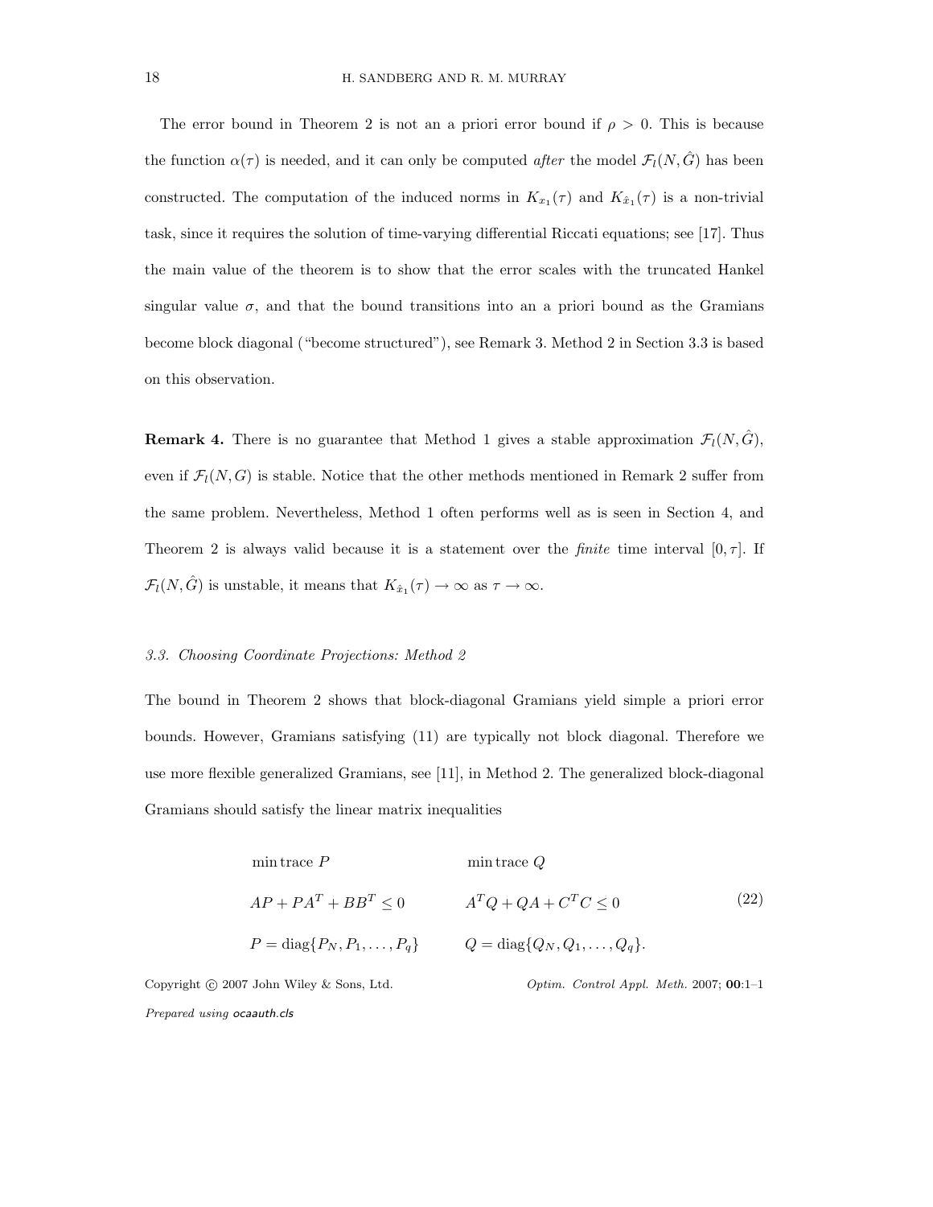The error bound in Theorem 2 is not an a priori error bound if $\rho > 0$. This is because the function $\alpha(\tau)$ is needed, and it can only be computed *after* the model $\mathcal{F}_l(N, \hat{G})$ has been constructed. The computation of the induced norms in $K_{x_1}(\tau)$ and $K_{\hat{x}_1}(\tau)$ is a non-trivial task, since it requires the solution of time-varying differential Riccati equations; see [17]. Thus the main value of the theorem is to show that the error scales with the truncated Hankel singular value $\sigma$, and that the bound transitions into an a priori bound as the Gramians become block diagonal ("become structured"), see Remark 3. Method 2 in Section 3.3 is based on this observation.

**Remark 4.** There is no guarantee that Method 1 gives a stable approximation $\mathcal{F}_l(N, \hat{G})$, even if $\mathcal{F}_l(N, G)$ is stable. Notice that the other methods mentioned in Remark 2 suffer from the same problem. Nevertheless, Method 1 often performs well as is seen in Section 4, and Theorem 2 is always valid because it is a statement over the *finite* time interval $[0, \tau]$. If $\mathcal{F}_l(N, \hat{G})$ is unstable, it means that $K_{\hat{x}_1}(\tau) \to \infty$ as $\tau \to \infty$.

### *3.3. Choosing Coordinate Projections: Method 2*

The bound in Theorem 2 shows that block-diagonal Gramians yield simple a priori error bounds. However, Gramians satisfying (11) are typically not block diagonal. Therefore we use more flexible generalized Gramians, see [11], in Method 2. The generalized block-diagonal Gramians should satisfy the linear matrix inequalities

$$
\begin{array}{ll}
\min \operatorname{trace} P & \min \operatorname{trace} Q \\
AP + PA^T + BB^T \leq 0 & A^T Q + QA + C^T C \leq 0 \\
P = \operatorname{diag}\{P_N, P_1, \ldots, P_q\} & Q = \operatorname{diag}\{Q_N, Q_1, \ldots, Q_q\}.
\end{array}
\tag{22}
$$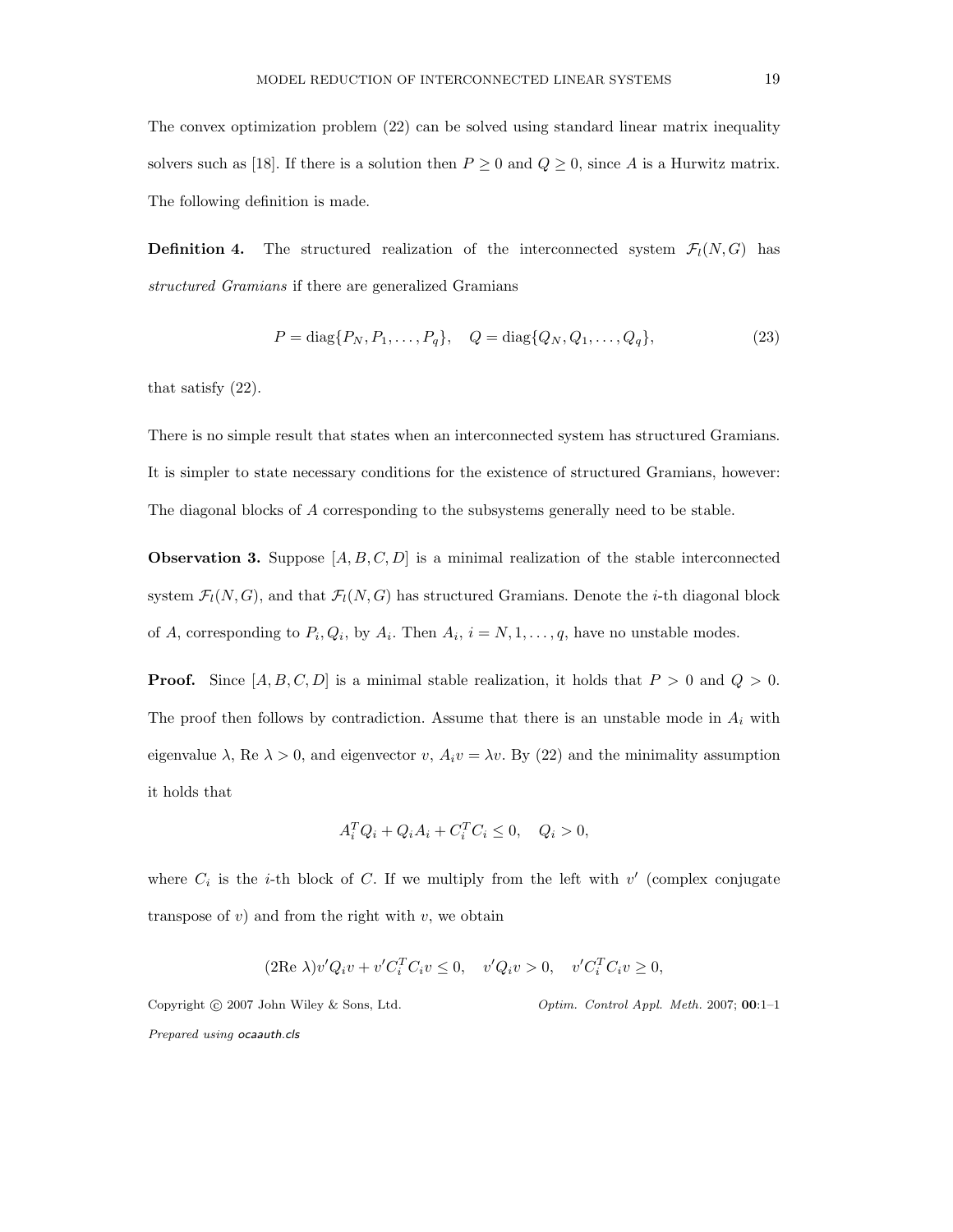The convex optimization problem (22) can be solved using standard linear matrix inequality solvers such as [18]. If there is a solution then $P \geq 0$ and $Q \geq 0$, since $A$ is a Hurwitz matrix. The following definition is made.

**Definition 4.** The structured realization of the interconnected system $\mathcal{F}_l(N,G)$ has *structured Gramians* if there are generalized Gramians

$$P = \text{diag}\{P_N, P_1, \ldots, P_q\}, \quad Q = \text{diag}\{Q_N, Q_1, \ldots, Q_q\}, \tag{23}$$

that satisfy (22).

There is no simple result that states when an interconnected system has structured Gramians. It is simpler to state necessary conditions for the existence of structured Gramians, however: The diagonal blocks of $A$ corresponding to the subsystems generally need to be stable.

**Observation 3.** Suppose $[A, B, C, D]$ is a minimal realization of the stable interconnected system $\mathcal{F}_l(N,G)$, and that $\mathcal{F}_l(N,G)$ has structured Gramians. Denote the $i$-th diagonal block of $A$, corresponding to $P_i, Q_i$, by $A_i$. Then $A_i$, $i = N, 1, \ldots, q$, have no unstable modes.

**Proof.** Since $[A, B, C, D]$ is a minimal stable realization, it holds that $P > 0$ and $Q > 0$. The proof then follows by contradiction. Assume that there is an unstable mode in $A_i$ with eigenvalue $\lambda$, Re $\lambda > 0$, and eigenvector $v$, $A_i v = \lambda v$. By (22) and the minimality assumption it holds that

$$A_i^T Q_i + Q_i A_i + C_i^T C_i \leq 0, \quad Q_i > 0,$$

where $C_i$ is the $i$-th block of $C$. If we multiply from the left with $v'$ (complex conjugate transpose of $v$) and from the right with $v$, we obtain

$$(2\text{Re } \lambda) v' Q_i v + v' C_i^T C_i v \leq 0, \quad v' Q_i v > 0, \quad v' C_i^T C_i v \geq 0,$$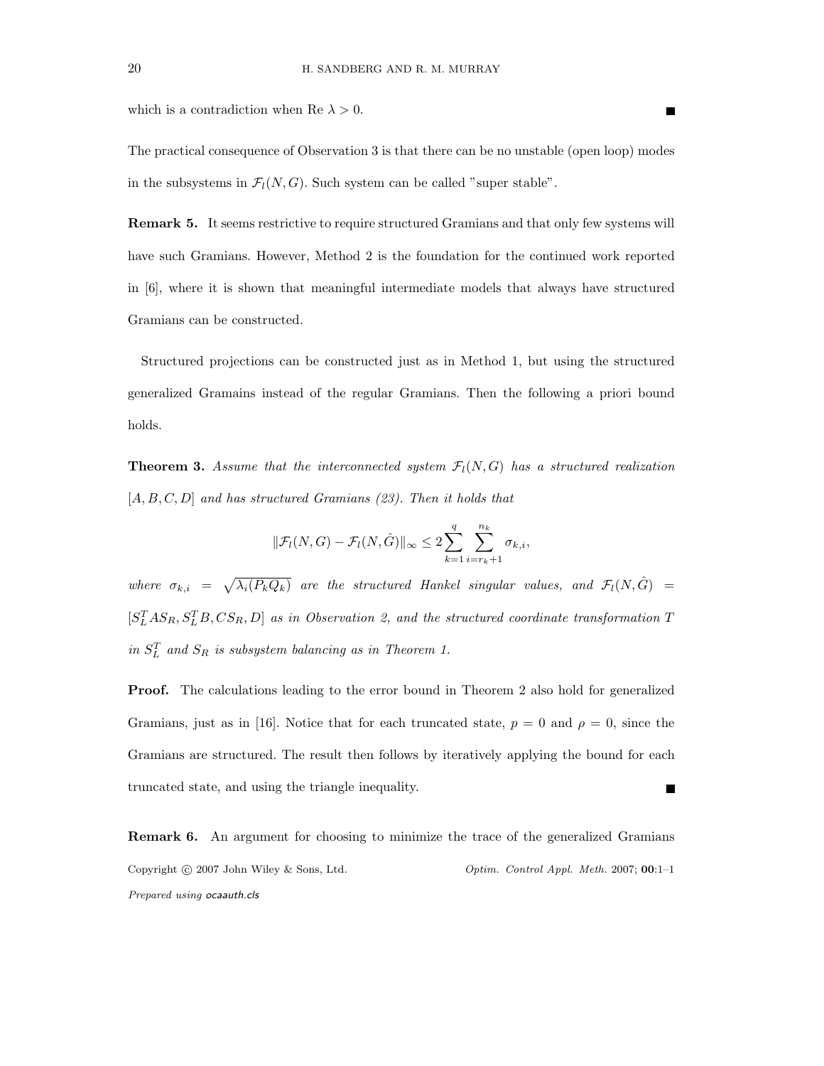which is a contradiction when Re $\lambda > 0$. ■

The practical consequence of Observation 3 is that there can be no unstable (open loop) modes in the subsystems in $\mathcal{F}_l(N, G)$. Such system can be called "super stable".

**Remark 5.** It seems restrictive to require structured Gramians and that only few systems will have such Gramians. However, Method 2 is the foundation for the continued work reported in [6], where it is shown that meaningful intermediate models that always have structured Gramians can be constructed.

Structured projections can be constructed just as in Method 1, but using the structured generalized Gramains instead of the regular Gramians. Then the following a priori bound holds.

**Theorem 3.** *Assume that the interconnected system $\mathcal{F}_l(N, G)$ has a structured realization $[A, B, C, D]$ and has structured Gramians (23). Then it holds that*

$$\|\mathcal{F}_l(N, G) - \mathcal{F}_l(N, \hat{G})\|_\infty \leq 2 \sum_{k=1}^{q} \sum_{i=r_k+1}^{n_k} \sigma_{k,i},$$

*where $\sigma_{k,i} = \sqrt{\lambda_i(P_k Q_k)}$ are the structured Hankel singular values, and $\mathcal{F}_l(N, \hat{G}) = [S_L^T A S_R, S_L^T B, C S_R, D]$ as in Observation 2, and the structured coordinate transformation $T$ in $S_L^T$ and $S_R$ is subsystem balancing as in Theorem 1.*

**Proof.** The calculations leading to the error bound in Theorem 2 also hold for generalized Gramians, just as in [16]. Notice that for each truncated state, $p = 0$ and $\rho = 0$, since the Gramians are structured. The result then follows by iteratively applying the bound for each truncated state, and using the triangle inequality. ■

**Remark 6.** An argument for choosing to minimize the trace of the generalized Gramians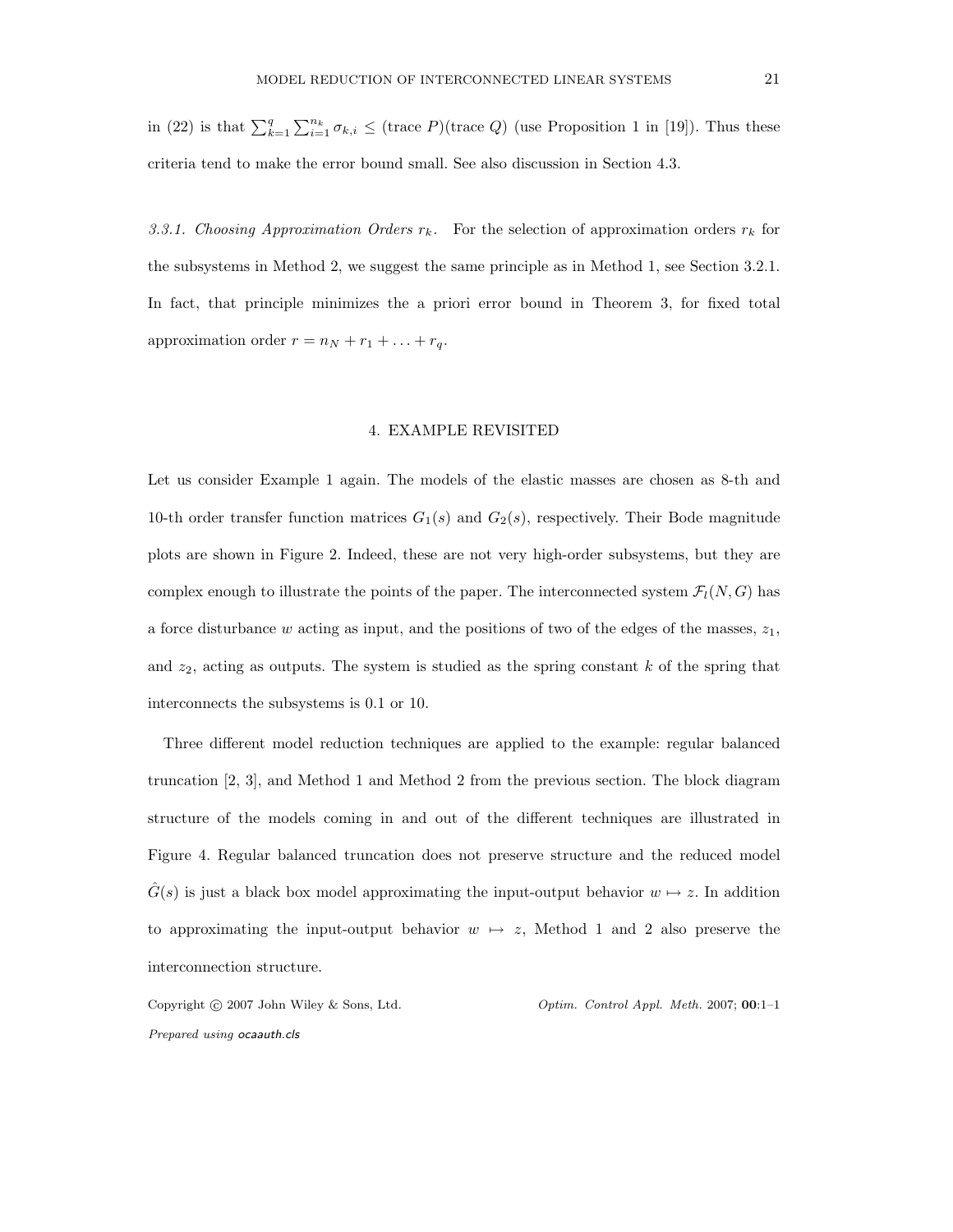in (22) is that $\sum_{k=1}^{q}\sum_{i=1}^{n_k}\sigma_{k,i} \leq (\text{trace } P)(\text{trace } Q)$ (use Proposition 1 in [19]). Thus these criteria tend to make the error bound small. See also discussion in Section 4.3.

*3.3.1. Choosing Approximation Orders $r_k$.* For the selection of approximation orders $r_k$ for the subsystems in Method 2, we suggest the same principle as in Method 1, see Section 3.2.1. In fact, that principle minimizes the a priori error bound in Theorem 3, for fixed total approximation order $r = n_N + r_1 + \ldots + r_q$.

## 4. EXAMPLE REVISITED

Let us consider Example 1 again. The models of the elastic masses are chosen as 8-th and 10-th order transfer function matrices $G_1(s)$ and $G_2(s)$, respectively. Their Bode magnitude plots are shown in Figure 2. Indeed, these are not very high-order subsystems, but they are complex enough to illustrate the points of the paper. The interconnected system $\mathcal{F}_l(N, G)$ has a force disturbance $w$ acting as input, and the positions of two of the edges of the masses, $z_1$, and $z_2$, acting as outputs. The system is studied as the spring constant $k$ of the spring that interconnects the subsystems is 0.1 or 10.

Three different model reduction techniques are applied to the example: regular balanced truncation [2, 3], and Method 1 and Method 2 from the previous section. The block diagram structure of the models coming in and out of the different techniques are illustrated in Figure 4. Regular balanced truncation does not preserve structure and the reduced model $\hat{G}(s)$ is just a black box model approximating the input-output behavior $w \mapsto z$. In addition to approximating the input-output behavior $w \mapsto z$, Method 1 and 2 also preserve the interconnection structure.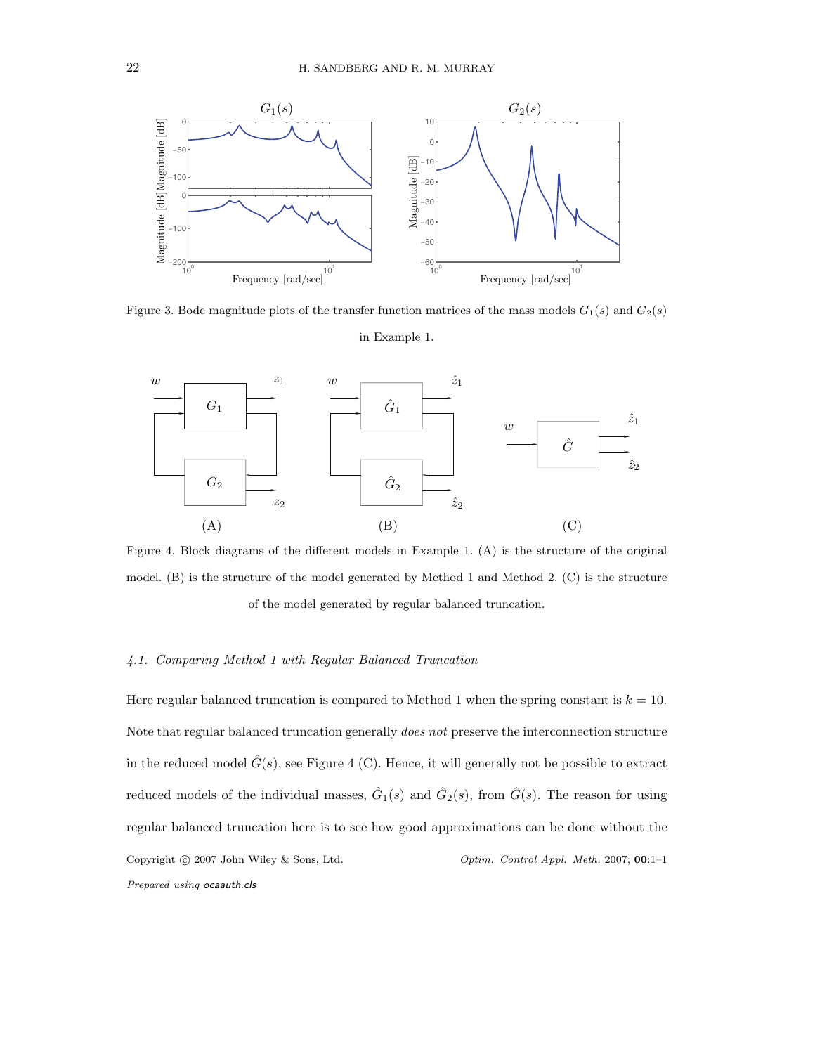Figure 3. Bode magnitude plots of the transfer function matrices of the mass models $G_1(s)$ and $G_2(s)$ in Example 1.

Figure 4. Block diagrams of the different models in Example 1. (A) is the structure of the original model. (B) is the structure of the model generated by Method 1 and Method 2. (C) is the structure of the model generated by regular balanced truncation.

### 4.1. Comparing Method 1 with Regular Balanced Truncation

Here regular balanced truncation is compared to Method 1 when the spring constant is $k = 10$. Note that regular balanced truncation generally *does not* preserve the interconnection structure in the reduced model $\hat{G}(s)$, see Figure 4 (C). Hence, it will generally not be possible to extract reduced models of the individual masses, $\hat{G}_1(s)$ and $\hat{G}_2(s)$, from $\hat{G}(s)$. The reason for using regular balanced truncation here is to see how good approximations can be done without the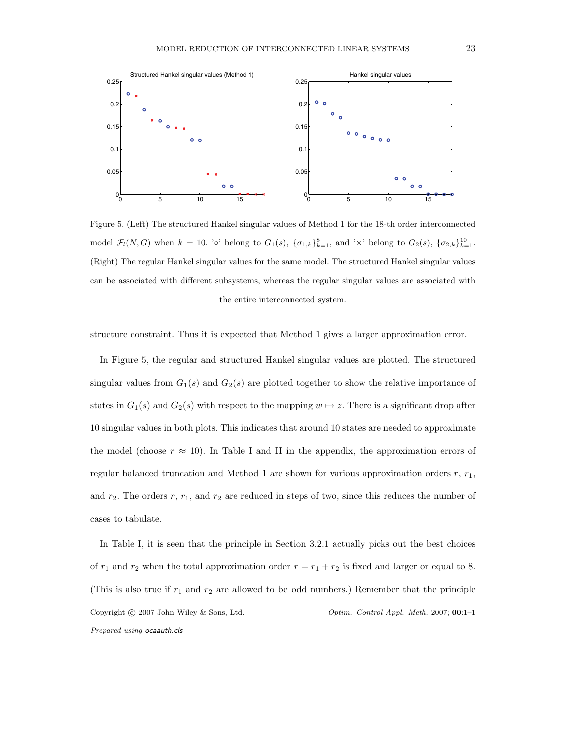Figure 5. (Left) The structured Hankel singular values of Method 1 for the 18-th order interconnected model $\mathcal{F}_l(N, G)$ when $k = 10$. '○' belong to $G_1(s)$, $\{\sigma_{1,k}\}_{k=1}^{8}$, and '×' belong to $G_2(s)$, $\{\sigma_{2,k}\}_{k=1}^{10}$. (Right) The regular Hankel singular values for the same model. The structured Hankel singular values can be associated with different subsystems, whereas the regular singular values are associated with the entire interconnected system.

structure constraint. Thus it is expected that Method 1 gives a larger approximation error.

In Figure 5, the regular and structured Hankel singular values are plotted. The structured singular values from $G_1(s)$ and $G_2(s)$ are plotted together to show the relative importance of states in $G_1(s)$ and $G_2(s)$ with respect to the mapping $w \mapsto z$. There is a significant drop after 10 singular values in both plots. This indicates that around 10 states are needed to approximate the model (choose $r \approx 10$). In Table I and II in the appendix, the approximation errors of regular balanced truncation and Method 1 are shown for various approximation orders $r$, $r_1$, and $r_2$. The orders $r$, $r_1$, and $r_2$ are reduced in steps of two, since this reduces the number of cases to tabulate.

In Table I, it is seen that the principle in Section 3.2.1 actually picks out the best choices of $r_1$ and $r_2$ when the total approximation order $r = r_1 + r_2$ is fixed and larger or equal to 8. (This is also true if $r_1$ and $r_2$ are allowed to be odd numbers.) Remember that the principle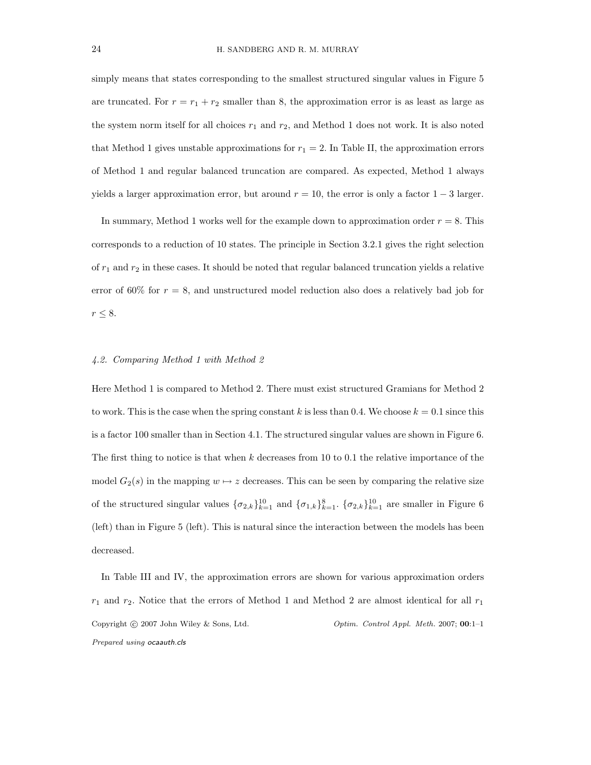simply means that states corresponding to the smallest structured singular values in Figure 5 are truncated. For $r = r_1 + r_2$ smaller than 8, the approximation error is as least as large as the system norm itself for all choices $r_1$ and $r_2$, and Method 1 does not work. It is also noted that Method 1 gives unstable approximations for $r_1 = 2$. In Table II, the approximation errors of Method 1 and regular balanced truncation are compared. As expected, Method 1 always yields a larger approximation error, but around $r = 10$, the error is only a factor $1 - 3$ larger.

In summary, Method 1 works well for the example down to approximation order $r = 8$. This corresponds to a reduction of 10 states. The principle in Section 3.2.1 gives the right selection of $r_1$ and $r_2$ in these cases. It should be noted that regular balanced truncation yields a relative error of 60% for $r = 8$, and unstructured model reduction also does a relatively bad job for $r \leq 8$.

### *4.2. Comparing Method 1 with Method 2*

Here Method 1 is compared to Method 2. There must exist structured Gramians for Method 2 to work. This is the case when the spring constant $k$ is less than 0.4. We choose $k = 0.1$ since this is a factor 100 smaller than in Section 4.1. The structured singular values are shown in Figure 6. The first thing to notice is that when $k$ decreases from 10 to 0.1 the relative importance of the model $G_2(s)$ in the mapping $w \mapsto z$ decreases. This can be seen by comparing the relative size of the structured singular values $\{\sigma_{2,k}\}_{k=1}^{10}$ and $\{\sigma_{1,k}\}_{k=1}^{8}$. $\{\sigma_{2,k}\}_{k=1}^{10}$ are smaller in Figure 6 (left) than in Figure 5 (left). This is natural since the interaction between the models has been decreased.

In Table III and IV, the approximation errors are shown for various approximation orders $r_1$ and $r_2$. Notice that the errors of Method 1 and Method 2 are almost identical for all $r_1$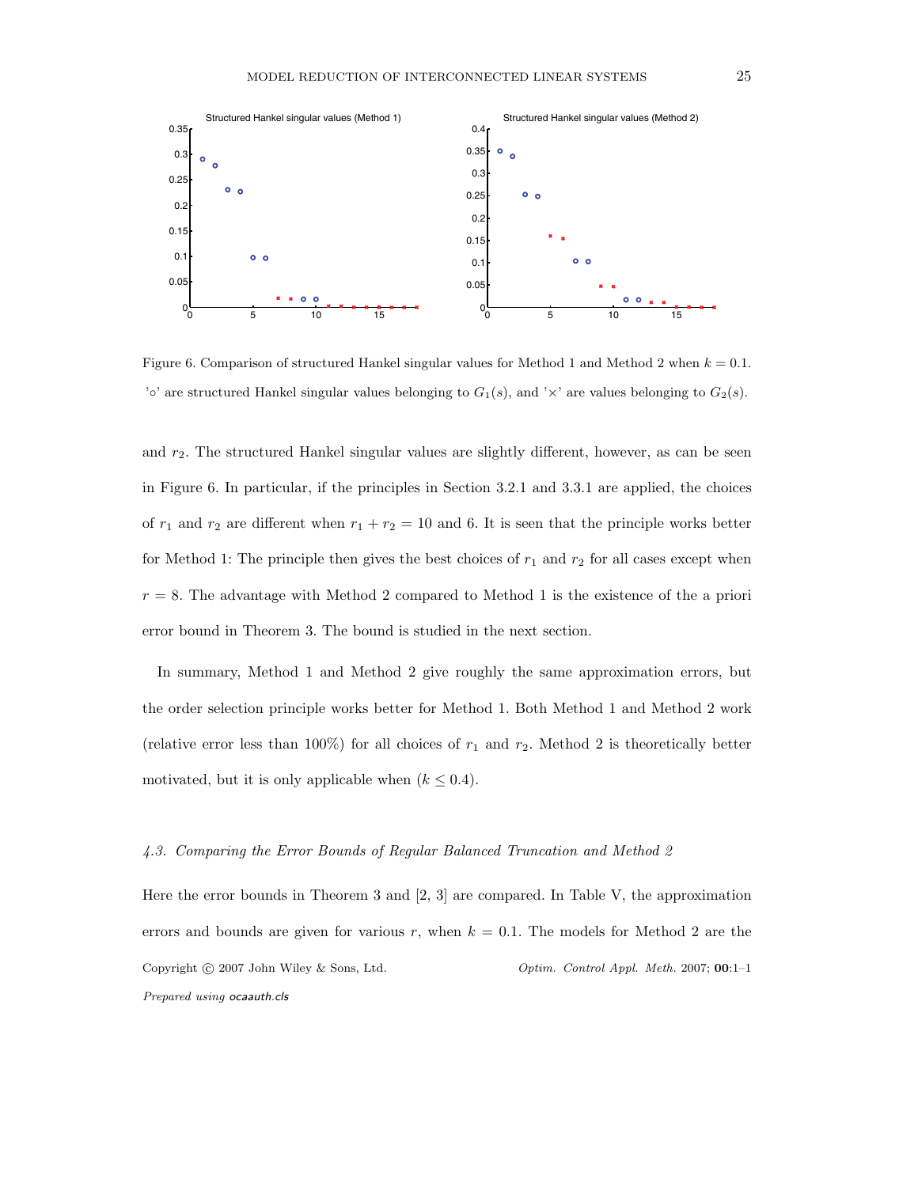Figure 6. Comparison of structured Hankel singular values for Method 1 and Method 2 when $k = 0.1$. '$\circ$' are structured Hankel singular values belonging to $G_1(s)$, and '$\times$' are values belonging to $G_2(s)$.

and $r_2$. The structured Hankel singular values are slightly different, however, as can be seen in Figure 6. In particular, if the principles in Section 3.2.1 and 3.3.1 are applied, the choices of $r_1$ and $r_2$ are different when $r_1 + r_2 = 10$ and 6. It is seen that the principle works better for Method 1: The principle then gives the best choices of $r_1$ and $r_2$ for all cases except when $r = 8$. The advantage with Method 2 compared to Method 1 is the existence of the a priori error bound in Theorem 3. The bound is studied in the next section.

In summary, Method 1 and Method 2 give roughly the same approximation errors, but the order selection principle works better for Method 1. Both Method 1 and Method 2 work (relative error less than 100%) for all choices of $r_1$ and $r_2$. Method 2 is theoretically better motivated, but it is only applicable when ($k \leq 0.4$).

### *4.3. Comparing the Error Bounds of Regular Balanced Truncation and Method 2*

Here the error bounds in Theorem 3 and [2, 3] are compared. In Table V, the approximation errors and bounds are given for various $r$, when $k = 0.1$. The models for Method 2 are the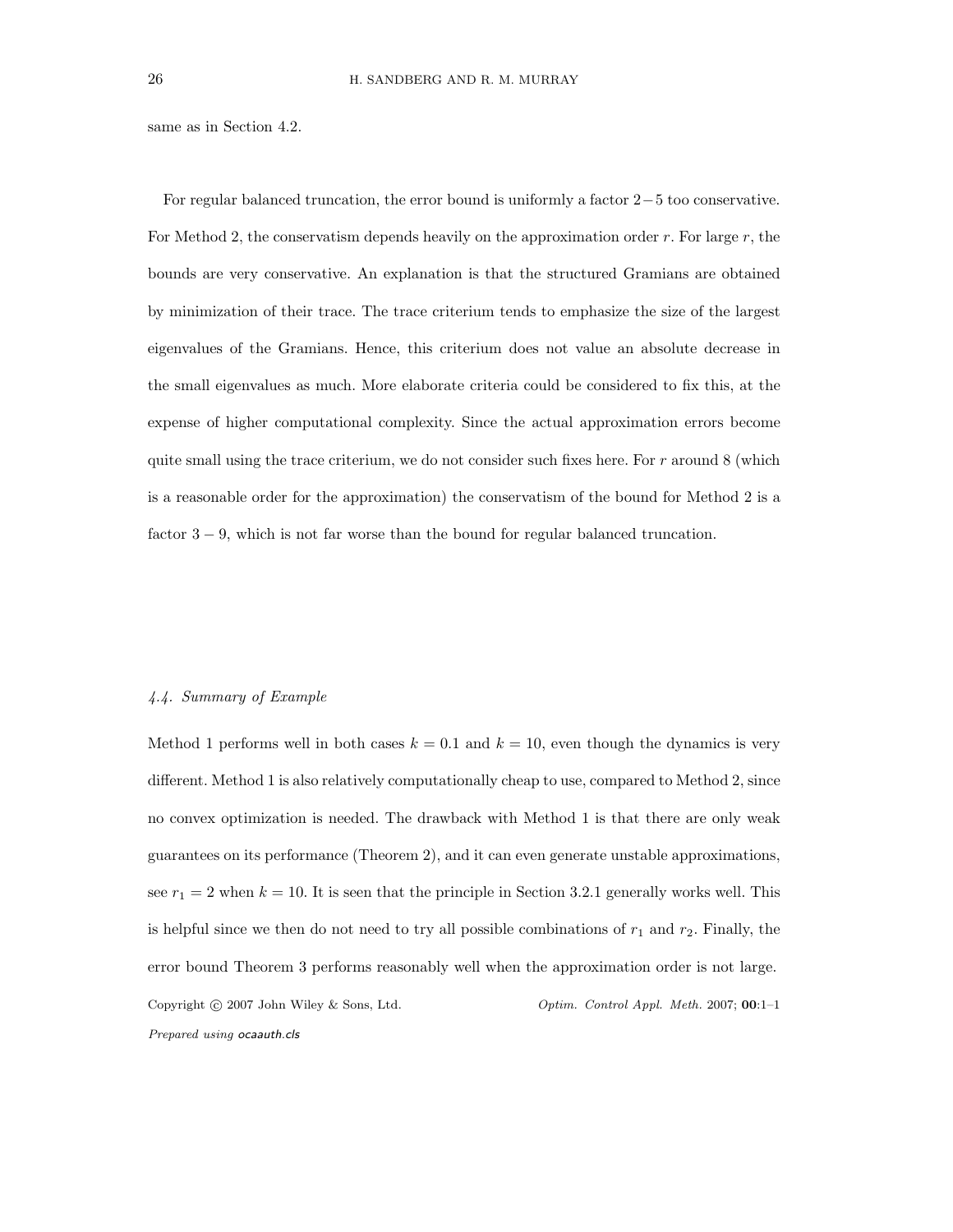same as in Section 4.2.

For regular balanced truncation, the error bound is uniformly a factor $2-5$ too conservative. For Method 2, the conservatism depends heavily on the approximation order $r$. For large $r$, the bounds are very conservative. An explanation is that the structured Gramians are obtained by minimization of their trace. The trace criterium tends to emphasize the size of the largest eigenvalues of the Gramians. Hence, this criterium does not value an absolute decrease in the small eigenvalues as much. More elaborate criteria could be considered to fix this, at the expense of higher computational complexity. Since the actual approximation errors become quite small using the trace criterium, we do not consider such fixes here. For $r$ around 8 (which is a reasonable order for the approximation) the conservatism of the bound for Method 2 is a factor $3 - 9$, which is not far worse than the bound for regular balanced truncation.

### *4.4. Summary of Example*

Method 1 performs well in both cases $k = 0.1$ and $k = 10$, even though the dynamics is very different. Method 1 is also relatively computationally cheap to use, compared to Method 2, since no convex optimization is needed. The drawback with Method 1 is that there are only weak guarantees on its performance (Theorem 2), and it can even generate unstable approximations, see $r_1 = 2$ when $k = 10$. It is seen that the principle in Section 3.2.1 generally works well. This is helpful since we then do not need to try all possible combinations of $r_1$ and $r_2$. Finally, the error bound Theorem 3 performs reasonably well when the approximation order is not large.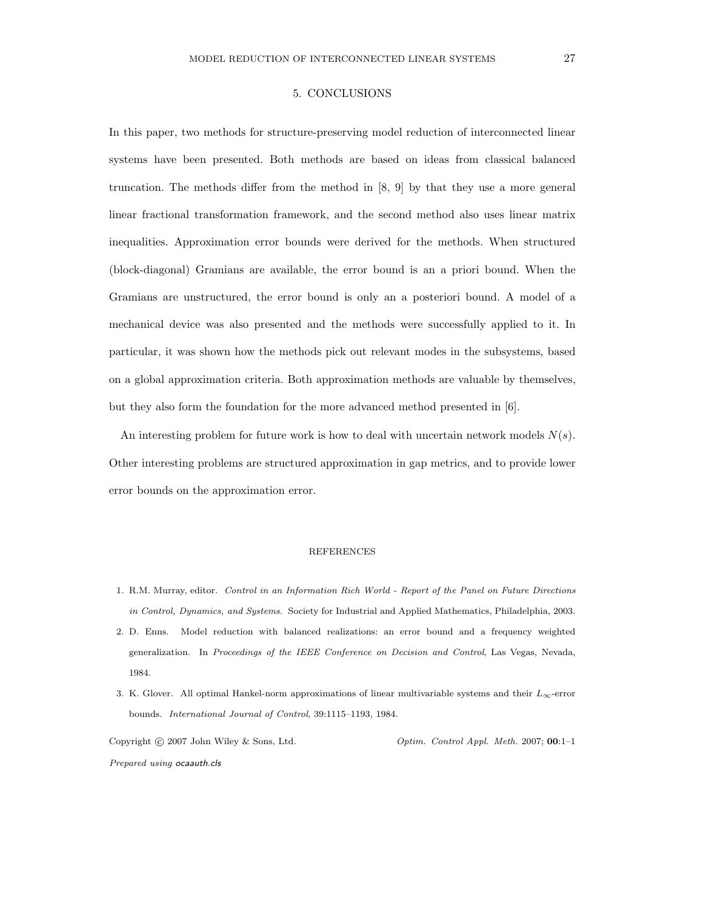## 5. CONCLUSIONS

In this paper, two methods for structure-preserving model reduction of interconnected linear systems have been presented. Both methods are based on ideas from classical balanced truncation. The methods differ from the method in [8, 9] by that they use a more general linear fractional transformation framework, and the second method also uses linear matrix inequalities. Approximation error bounds were derived for the methods. When structured (block-diagonal) Gramians are available, the error bound is an a priori bound. When the Gramians are unstructured, the error bound is only an a posteriori bound. A model of a mechanical device was also presented and the methods were successfully applied to it. In particular, it was shown how the methods pick out relevant modes in the subsystems, based on a global approximation criteria. Both approximation methods are valuable by themselves, but they also form the foundation for the more advanced method presented in [6].

An interesting problem for future work is how to deal with uncertain network models $N(s)$. Other interesting problems are structured approximation in gap metrics, and to provide lower error bounds on the approximation error.

## REFERENCES

1. R.M. Murray, editor. *Control in an Information Rich World - Report of the Panel on Future Directions in Control, Dynamics, and Systems.* Society for Industrial and Applied Mathematics, Philadelphia, 2003.
2. D. Enns. Model reduction with balanced realizations: an error bound and a frequency weighted generalization. In *Proceedings of the IEEE Conference on Decision and Control*, Las Vegas, Nevada, 1984.
3. K. Glover. All optimal Hankel-norm approximations of linear multivariable systems and their $L_\infty$-error bounds. *International Journal of Control*, 39:1115–1193, 1984.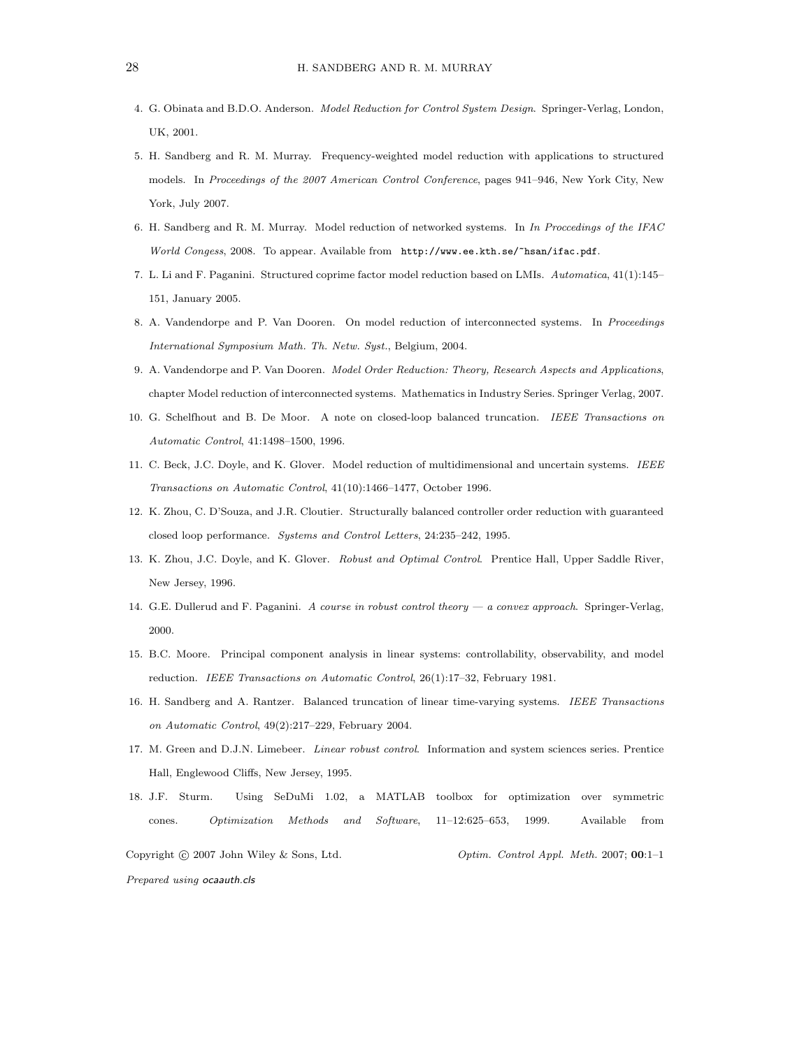4. G. Obinata and B.D.O. Anderson. *Model Reduction for Control System Design*. Springer-Verlag, London, UK, 2001.
5. H. Sandberg and R. M. Murray. Frequency-weighted model reduction with applications to structured models. In *Proceedings of the 2007 American Control Conference*, pages 941–946, New York City, New York, July 2007.
6. H. Sandberg and R. M. Murray. Model reduction of networked systems. In *In Proccedings of the IFAC World Congess*, 2008. To appear. Available from `http://www.ee.kth.se/~hsan/ifac.pdf`.
7. L. Li and F. Paganini. Structured coprime factor model reduction based on LMIs. *Automatica*, 41(1):145–151, January 2005.
8. A. Vandendorpe and P. Van Dooren. On model reduction of interconnected systems. In *Proceedings International Symposium Math. Th. Netw. Syst.*, Belgium, 2004.
9. A. Vandendorpe and P. Van Dooren. *Model Order Reduction: Theory, Research Aspects and Applications*, chapter Model reduction of interconnected systems. Mathematics in Industry Series. Springer Verlag, 2007.
10. G. Schelfhout and B. De Moor. A note on closed-loop balanced truncation. *IEEE Transactions on Automatic Control*, 41:1498–1500, 1996.
11. C. Beck, J.C. Doyle, and K. Glover. Model reduction of multidimensional and uncertain systems. *IEEE Transactions on Automatic Control*, 41(10):1466–1477, October 1996.
12. K. Zhou, C. D'Souza, and J.R. Cloutier. Structurally balanced controller order reduction with guaranteed closed loop performance. *Systems and Control Letters*, 24:235–242, 1995.
13. K. Zhou, J.C. Doyle, and K. Glover. *Robust and Optimal Control*. Prentice Hall, Upper Saddle River, New Jersey, 1996.
14. G.E. Dullerud and F. Paganini. *A course in robust control theory — a convex approach*. Springer-Verlag, 2000.
15. B.C. Moore. Principal component analysis in linear systems: controllability, observability, and model reduction. *IEEE Transactions on Automatic Control*, 26(1):17–32, February 1981.
16. H. Sandberg and A. Rantzer. Balanced truncation of linear time-varying systems. *IEEE Transactions on Automatic Control*, 49(2):217–229, February 2004.
17. M. Green and D.J.N. Limebeer. *Linear robust control*. Information and system sciences series. Prentice Hall, Englewood Cliffs, New Jersey, 1995.
18. J.F. Sturm. Using SeDuMi 1.02, a MATLAB toolbox for optimization over symmetric cones. *Optimization Methods and Software*, 11–12:625–653, 1999. Available from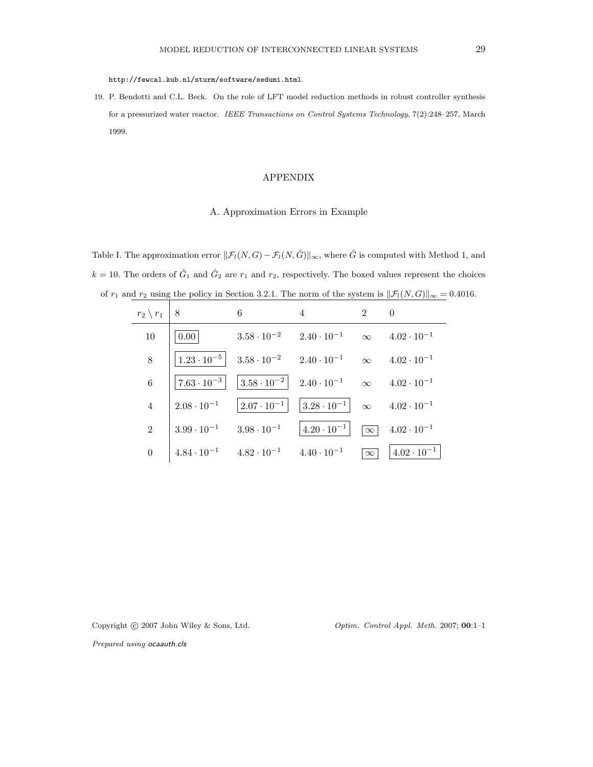http://fewcal.kub.nl/sturm/software/sedumi.html.

19. P. Bendotti and C.L. Beck. On the role of LFT model reduction methods in robust controller synthesis for a pressurized water reactor. *IEEE Transactions on Control Systems Technology*, 7(2):248–257, March 1999.

# APPENDIX

## A. Approximation Errors in Example

Table I. The approximation error $\|\mathcal{F}_l(N,G) - \mathcal{F}_l(N,\hat{G})\|_\infty$, where $\hat{G}$ is computed with Method 1, and $k = 10$. The orders of $\hat{G}_1$ and $\hat{G}_2$ are $r_1$ and $r_2$, respectively. The boxed values represent the choices of $r_1$ and $r_2$ using the policy in Section 3.2.1. The norm of the system is $\|\mathcal{F}_l(N,G)\|_\infty = 0.4016$.

| $r_2 \setminus r_1$ | 8 | 6 | 4 | 2 | 0 |
|---|---|---|---|---|---|
| 10 | $\boxed{0.00}$ | $3.58 \cdot 10^{-2}$ | $2.40 \cdot 10^{-1}$ | $\infty$ | $4.02 \cdot 10^{-1}$ |
| 8 | $\boxed{1.23 \cdot 10^{-5}}$ | $3.58 \cdot 10^{-2}$ | $2.40 \cdot 10^{-1}$ | $\infty$ | $4.02 \cdot 10^{-1}$ |
| 6 | $\boxed{7.63 \cdot 10^{-3}}$ | $\boxed{3.58 \cdot 10^{-2}}$ | $2.40 \cdot 10^{-1}$ | $\infty$ | $4.02 \cdot 10^{-1}$ |
| 4 | $2.08 \cdot 10^{-1}$ | $\boxed{2.07 \cdot 10^{-1}}$ | $\boxed{3.28 \cdot 10^{-1}}$ | $\infty$ | $4.02 \cdot 10^{-1}$ |
| 2 | $3.99 \cdot 10^{-1}$ | $3.98 \cdot 10^{-1}$ | $\boxed{4.20 \cdot 10^{-1}}$ | $\boxed{\infty}$ | $4.02 \cdot 10^{-1}$ |
| 0 | $4.84 \cdot 10^{-1}$ | $4.82 \cdot 10^{-1}$ | $4.40 \cdot 10^{-1}$ | $\boxed{\infty}$ | $\boxed{4.02 \cdot 10^{-1}}$ |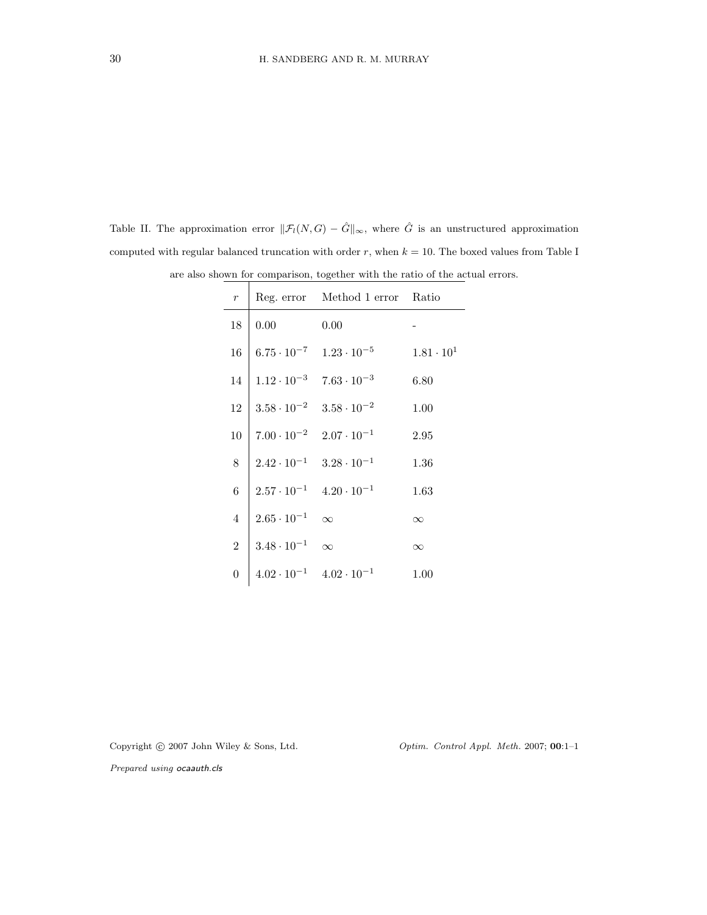Table II. The approximation error $\|\mathcal{F}_l(N, G) - \hat{G}\|_\infty$, where $\hat{G}$ is an unstructured approximation computed with regular balanced truncation with order $r$, when $k = 10$. The boxed values from Table I are also shown for comparison, together with the ratio of the actual errors.

| $r$ | Reg. error | Method 1 error | Ratio |
|---|---|---|---|
| 18 | 0.00 | 0.00 | - |
| 16 | $6.75 \cdot 10^{-7}$ | $1.23 \cdot 10^{-5}$ | $1.81 \cdot 10^{1}$ |
| 14 | $1.12 \cdot 10^{-3}$ | $7.63 \cdot 10^{-3}$ | 6.80 |
| 12 | $3.58 \cdot 10^{-2}$ | $3.58 \cdot 10^{-2}$ | 1.00 |
| 10 | $7.00 \cdot 10^{-2}$ | $2.07 \cdot 10^{-1}$ | 2.95 |
| 8 | $2.42 \cdot 10^{-1}$ | $3.28 \cdot 10^{-1}$ | 1.36 |
| 6 | $2.57 \cdot 10^{-1}$ | $4.20 \cdot 10^{-1}$ | 1.63 |
| 4 | $2.65 \cdot 10^{-1}$ | $\infty$ | $\infty$ |
| 2 | $3.48 \cdot 10^{-1}$ | $\infty$ | $\infty$ |
| 0 | $4.02 \cdot 10^{-1}$ | $4.02 \cdot 10^{-1}$ | 1.00 |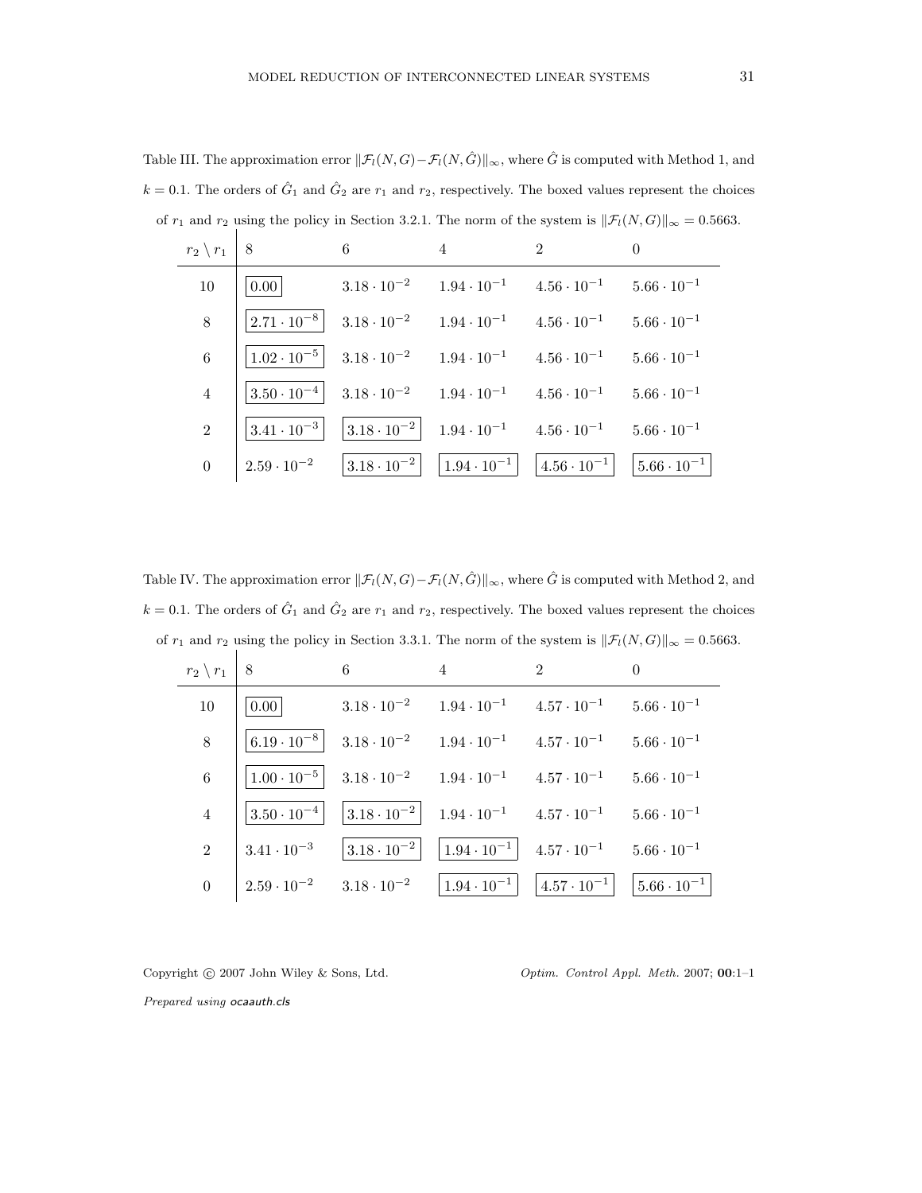Table III. The approximation error $\|\mathcal{F}_l(N, G) - \mathcal{F}_l(N, \hat{G})\|_\infty$, where $\hat{G}$ is computed with Method 1, and $k = 0.1$. The orders of $\hat{G}_1$ and $\hat{G}_2$ are $r_1$ and $r_2$, respectively. The boxed values represent the choices of $r_1$ and $r_2$ using the policy in Section 3.2.1. The norm of the system is $\|\mathcal{F}_l(N, G)\|_\infty = 0.5663$.

| $r_2 \setminus r_1$ | 8 | 6 | 4 | 2 | 0 |
|---|---|---|---|---|---|
| 10 | $\boxed{0.00}$ | $3.18 \cdot 10^{-2}$ | $1.94 \cdot 10^{-1}$ | $4.56 \cdot 10^{-1}$ | $5.66 \cdot 10^{-1}$ |
| 8 | $\boxed{2.71 \cdot 10^{-8}}$ | $3.18 \cdot 10^{-2}$ | $1.94 \cdot 10^{-1}$ | $4.56 \cdot 10^{-1}$ | $5.66 \cdot 10^{-1}$ |
| 6 | $\boxed{1.02 \cdot 10^{-5}}$ | $3.18 \cdot 10^{-2}$ | $1.94 \cdot 10^{-1}$ | $4.56 \cdot 10^{-1}$ | $5.66 \cdot 10^{-1}$ |
| 4 | $\boxed{3.50 \cdot 10^{-4}}$ | $3.18 \cdot 10^{-2}$ | $1.94 \cdot 10^{-1}$ | $4.56 \cdot 10^{-1}$ | $5.66 \cdot 10^{-1}$ |
| 2 | $\boxed{3.41 \cdot 10^{-3}}$ | $\boxed{3.18 \cdot 10^{-2}}$ | $1.94 \cdot 10^{-1}$ | $4.56 \cdot 10^{-1}$ | $5.66 \cdot 10^{-1}$ |
| 0 | $2.59 \cdot 10^{-2}$ | $\boxed{3.18 \cdot 10^{-2}}$ | $\boxed{1.94 \cdot 10^{-1}}$ | $\boxed{4.56 \cdot 10^{-1}}$ | $\boxed{5.66 \cdot 10^{-1}}$ |

Table IV. The approximation error $\|\mathcal{F}_l(N, G) - \mathcal{F}_l(N, \hat{G})\|_\infty$, where $\hat{G}$ is computed with Method 2, and $k = 0.1$. The orders of $\hat{G}_1$ and $\hat{G}_2$ are $r_1$ and $r_2$, respectively. The boxed values represent the choices of $r_1$ and $r_2$ using the policy in Section 3.3.1. The norm of the system is $\|\mathcal{F}_l(N, G)\|_\infty = 0.5663$.

| $r_2 \setminus r_1$ | 8 | 6 | 4 | 2 | 0 |
|---|---|---|---|---|---|
| 10 | $\boxed{0.00}$ | $3.18 \cdot 10^{-2}$ | $1.94 \cdot 10^{-1}$ | $4.57 \cdot 10^{-1}$ | $5.66 \cdot 10^{-1}$ |
| 8 | $\boxed{6.19 \cdot 10^{-8}}$ | $3.18 \cdot 10^{-2}$ | $1.94 \cdot 10^{-1}$ | $4.57 \cdot 10^{-1}$ | $5.66 \cdot 10^{-1}$ |
| 6 | $\boxed{1.00 \cdot 10^{-5}}$ | $3.18 \cdot 10^{-2}$ | $1.94 \cdot 10^{-1}$ | $4.57 \cdot 10^{-1}$ | $5.66 \cdot 10^{-1}$ |
| 4 | $\boxed{3.50 \cdot 10^{-4}}$ | $\boxed{3.18 \cdot 10^{-2}}$ | $1.94 \cdot 10^{-1}$ | $4.57 \cdot 10^{-1}$ | $5.66 \cdot 10^{-1}$ |
| 2 | $3.41 \cdot 10^{-3}$ | $\boxed{3.18 \cdot 10^{-2}}$ | $\boxed{1.94 \cdot 10^{-1}}$ | $4.57 \cdot 10^{-1}$ | $5.66 \cdot 10^{-1}$ |
| 0 | $2.59 \cdot 10^{-2}$ | $3.18 \cdot 10^{-2}$ | $\boxed{1.94 \cdot 10^{-1}}$ | $\boxed{4.57 \cdot 10^{-1}}$ | $\boxed{5.66 \cdot 10^{-1}}$ |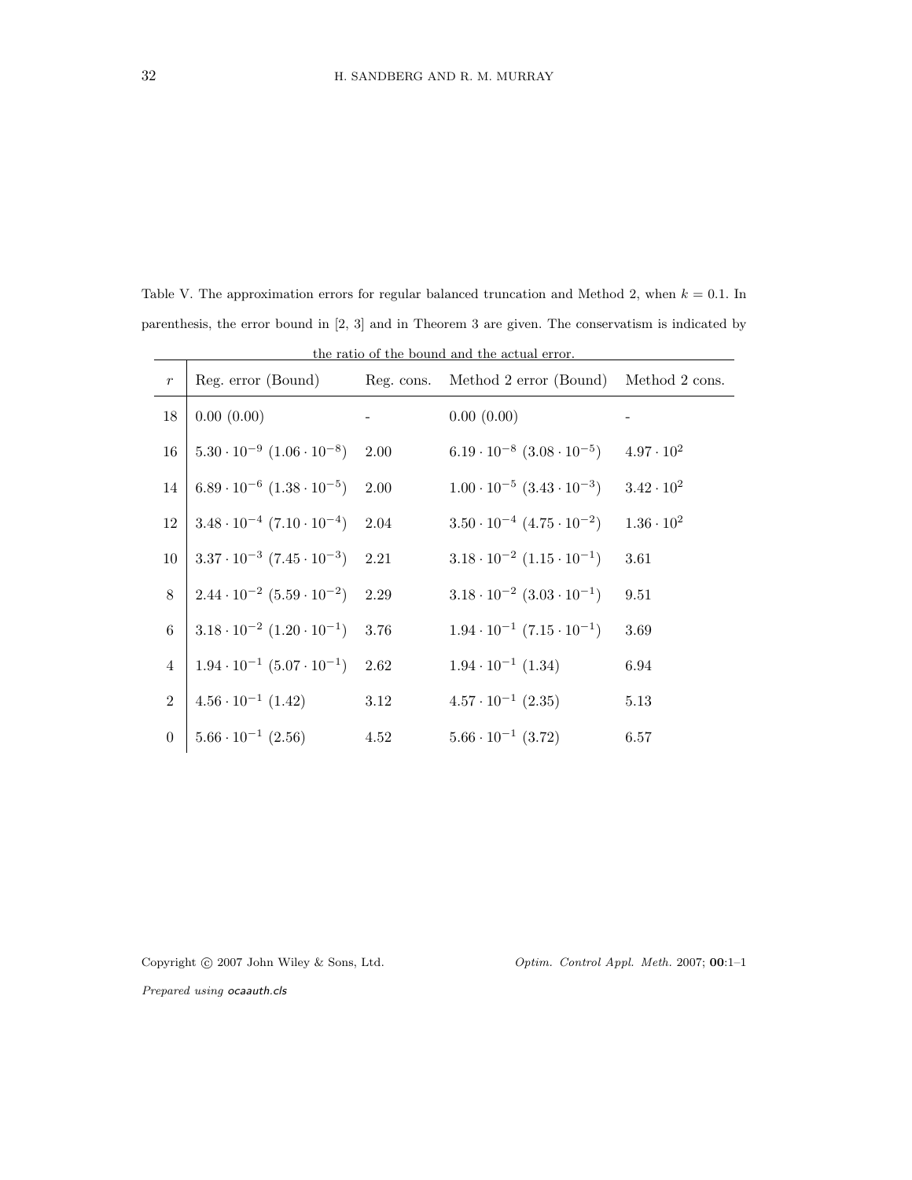Table V. The approximation errors for regular balanced truncation and Method 2, when $k = 0.1$. In parenthesis, the error bound in [2, 3] and in Theorem 3 are given. The conservatism is indicated by the ratio of the bound and the actual error.

| $r$ | Reg. error (Bound) | Reg. cons. | Method 2 error (Bound) | Method 2 cons. |
|---|---|---|---|---|
| 18 | 0.00 (0.00) | - | 0.00 (0.00) | - |
| 16 | $5.30 \cdot 10^{-9}$ $(1.06 \cdot 10^{-8})$ | 2.00 | $6.19 \cdot 10^{-8}$ $(3.08 \cdot 10^{-5})$ | $4.97 \cdot 10^{2}$ |
| 14 | $6.89 \cdot 10^{-6}$ $(1.38 \cdot 10^{-5})$ | 2.00 | $1.00 \cdot 10^{-5}$ $(3.43 \cdot 10^{-3})$ | $3.42 \cdot 10^{2}$ |
| 12 | $3.48 \cdot 10^{-4}$ $(7.10 \cdot 10^{-4})$ | 2.04 | $3.50 \cdot 10^{-4}$ $(4.75 \cdot 10^{-2})$ | $1.36 \cdot 10^{2}$ |
| 10 | $3.37 \cdot 10^{-3}$ $(7.45 \cdot 10^{-3})$ | 2.21 | $3.18 \cdot 10^{-2}$ $(1.15 \cdot 10^{-1})$ | 3.61 |
| 8 | $2.44 \cdot 10^{-2}$ $(5.59 \cdot 10^{-2})$ | 2.29 | $3.18 \cdot 10^{-2}$ $(3.03 \cdot 10^{-1})$ | 9.51 |
| 6 | $3.18 \cdot 10^{-2}$ $(1.20 \cdot 10^{-1})$ | 3.76 | $1.94 \cdot 10^{-1}$ $(7.15 \cdot 10^{-1})$ | 3.69 |
| 4 | $1.94 \cdot 10^{-1}$ $(5.07 \cdot 10^{-1})$ | 2.62 | $1.94 \cdot 10^{-1}$ $(1.34)$ | 6.94 |
| 2 | $4.56 \cdot 10^{-1}$ $(1.42)$ | 3.12 | $4.57 \cdot 10^{-1}$ $(2.35)$ | 5.13 |
| 0 | $5.66 \cdot 10^{-1}$ $(2.56)$ | 4.52 | $5.66 \cdot 10^{-1}$ $(3.72)$ | 6.57 |